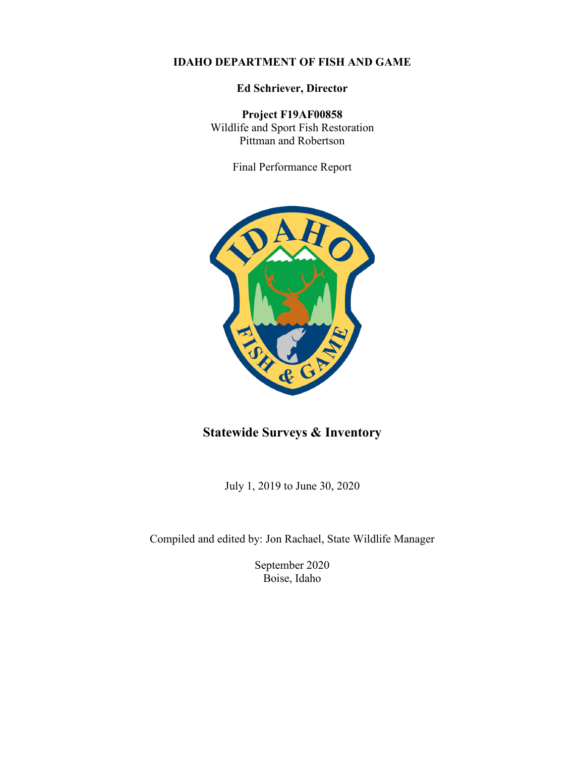**IDAHO DEPARTMENT OF FISH AND GAME**

**Ed Schriever, Director**

**Project F19AF00858**
Wildlife and Sport Fish Restoration
Pittman and Robertson

Final Performance Report

# Statewide Surveys & Inventory

July 1, 2019 to June 30, 2020

Compiled and edited by: Jon Rachael, State Wildlife Manager

September 2020
Boise, Idaho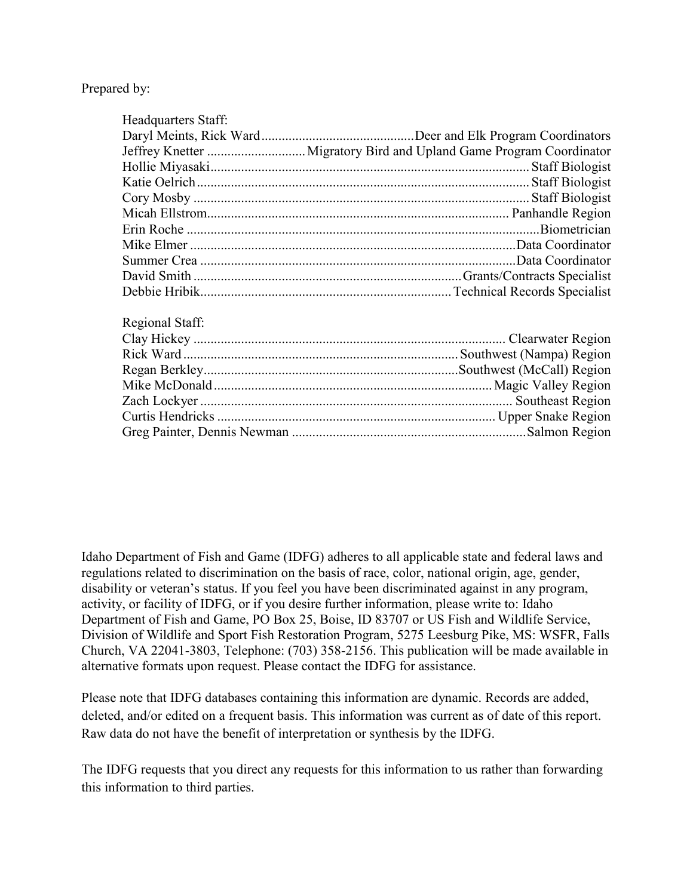Prepared by:

Headquarters Staff:

| Name | Role |
|---|---|
| Daryl Meints, Rick Ward | Deer and Elk Program Coordinators |
| Jeffrey Knetter | Migratory Bird and Upland Game Program Coordinator |
| Hollie Miyasaki | Staff Biologist |
| Katie Oelrich | Staff Biologist |
| Cory Mosby | Staff Biologist |
| Micah Ellstrom | Panhandle Region |
| Erin Roche | Biometrician |
| Mike Elmer | Data Coordinator |
| Summer Crea | Data Coordinator |
| David Smith | Grants/Contracts Specialist |
| Debbie Hribik | Technical Records Specialist |

Regional Staff:

| Name | Region |
|---|---|
| Clay Hickey | Clearwater Region |
| Rick Ward | Southwest (Nampa) Region |
| Regan Berkley | Southwest (McCall) Region |
| Mike McDonald | Magic Valley Region |
| Zach Lockyer | Southeast Region |
| Curtis Hendricks | Upper Snake Region |
| Greg Painter, Dennis Newman | Salmon Region |

Idaho Department of Fish and Game (IDFG) adheres to all applicable state and federal laws and regulations related to discrimination on the basis of race, color, national origin, age, gender, disability or veteran's status. If you feel you have been discriminated against in any program, activity, or facility of IDFG, or if you desire further information, please write to: Idaho Department of Fish and Game, PO Box 25, Boise, ID 83707 or US Fish and Wildlife Service, Division of Wildlife and Sport Fish Restoration Program, 5275 Leesburg Pike, MS: WSFR, Falls Church, VA 22041-3803, Telephone: (703) 358-2156. This publication will be made available in alternative formats upon request. Please contact the IDFG for assistance.

Please note that IDFG databases containing this information are dynamic. Records are added, deleted, and/or edited on a frequent basis. This information was current as of date of this report. Raw data do not have the benefit of interpretation or synthesis by the IDFG.

The IDFG requests that you direct any requests for this information to us rather than forwarding this information to third parties.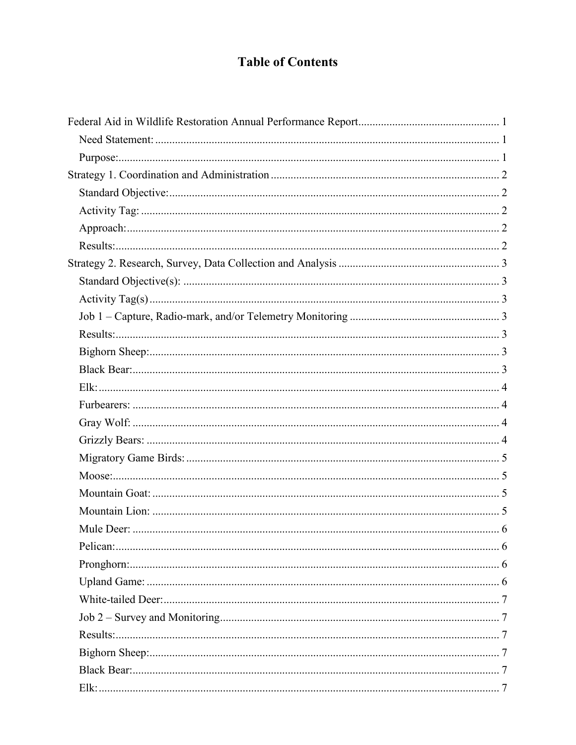# Table of Contents

Federal Aid in Wildlife Restoration Annual Performance Report ........ 1
- Need Statement: ........ 1
- Purpose: ........ 1

Strategy 1. Coordination and Administration ........ 2
- Standard Objective: ........ 2
- Activity Tag: ........ 2
- Approach: ........ 2
- Results: ........ 2

Strategy 2. Research, Survey, Data Collection and Analysis ........ 3
- Standard Objective(s): ........ 3
- Activity Tag(s) ........ 3
- Job 1 – Capture, Radio-mark, and/or Telemetry Monitoring ........ 3
- Results: ........ 3
- Bighorn Sheep: ........ 3
- Black Bear: ........ 3
- Elk: ........ 4
- Furbearers: ........ 4
- Gray Wolf: ........ 4
- Grizzly Bears: ........ 4
- Migratory Game Birds: ........ 5
- Moose: ........ 5
- Mountain Goat: ........ 5
- Mountain Lion: ........ 5
- Mule Deer: ........ 6
- Pelican: ........ 6
- Pronghorn: ........ 6
- Upland Game: ........ 6
- White-tailed Deer: ........ 7
- Job 2 – Survey and Monitoring ........ 7
- Results: ........ 7
- Bighorn Sheep: ........ 7
- Black Bear: ........ 7
- Elk: ........ 7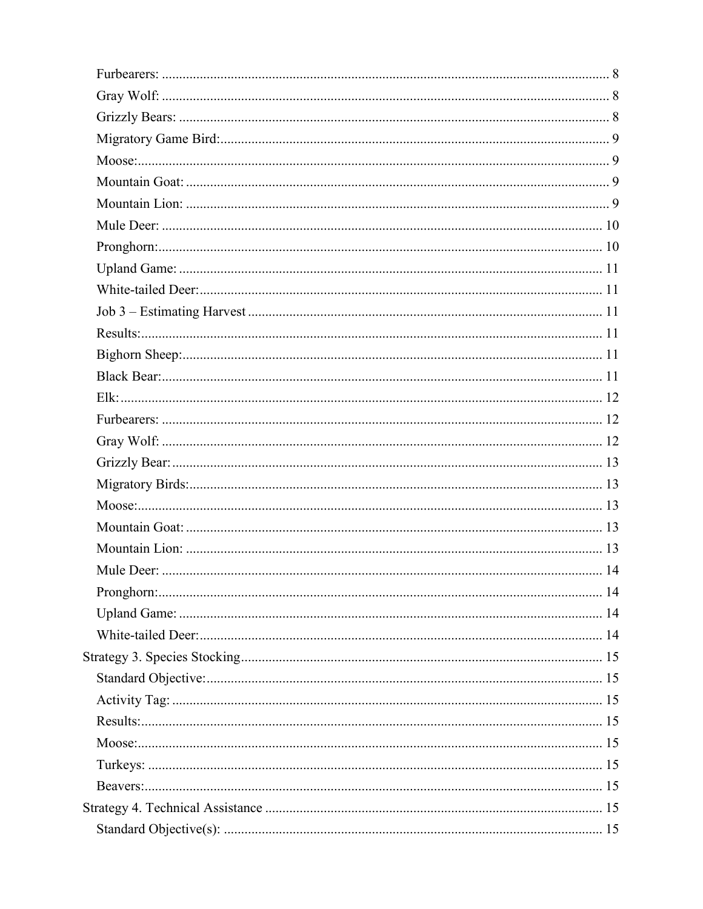Furbearers: 8
Gray Wolf: 8
Grizzly Bears: 8
Migratory Game Bird: 9
Moose: 9
Mountain Goat: 9
Mountain Lion: 9
Mule Deer: 10
Pronghorn: 10
Upland Game: 11
White-tailed Deer: 11
Job 3 – Estimating Harvest 11
Results: 11
Bighorn Sheep: 11
Black Bear: 11
Elk: 12
Furbearers: 12
Gray Wolf: 12
Grizzly Bear: 13
Migratory Birds: 13
Moose: 13
Mountain Goat: 13
Mountain Lion: 13
Mule Deer: 14
Pronghorn: 14
Upland Game: 14
White-tailed Deer: 14
Strategy 3. Species Stocking 15
Standard Objective: 15
Activity Tag: 15
Results: 15
Moose: 15
Turkeys: 15
Beavers: 15
Strategy 4. Technical Assistance 15
Standard Objective(s): 15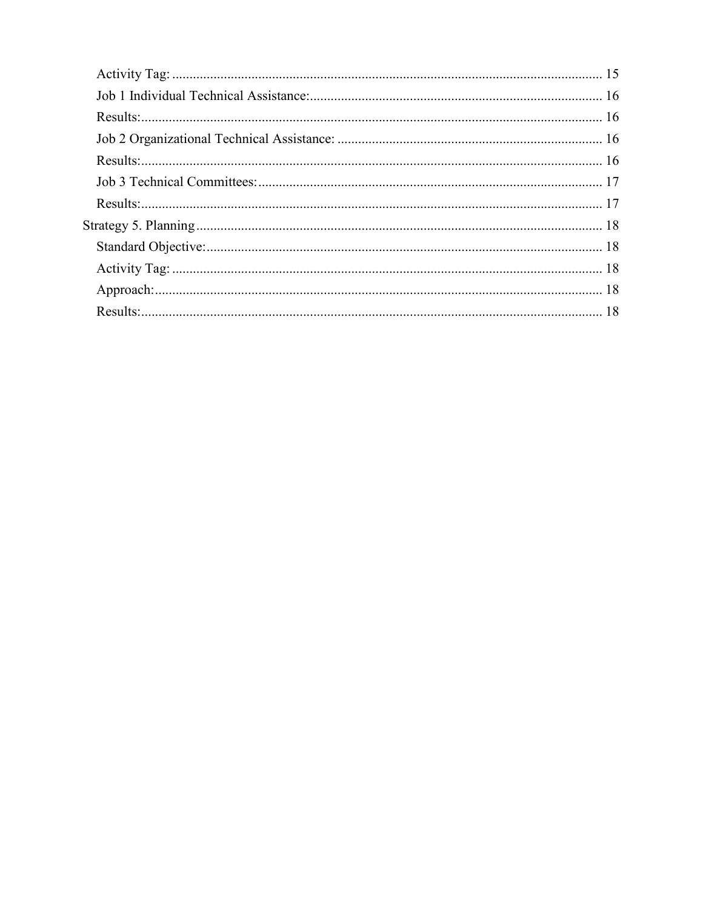Activity Tag: ........................................................................................................................ 15
Job 1 Individual Technical Assistance:.................................................................................... 16
Results:.................................................................................................................................... 16
Job 2 Organizational Technical Assistance: ............................................................................ 16
Results:.................................................................................................................................... 16
Job 3 Technical Committees:................................................................................................... 17
Results:.................................................................................................................................... 17
Strategy 5. Planning ..................................................................................................................... 18
Standard Objective:.................................................................................................................. 18
Activity Tag: ........................................................................................................................... 18
Approach:................................................................................................................................. 18
Results:.................................................................................................................................... 18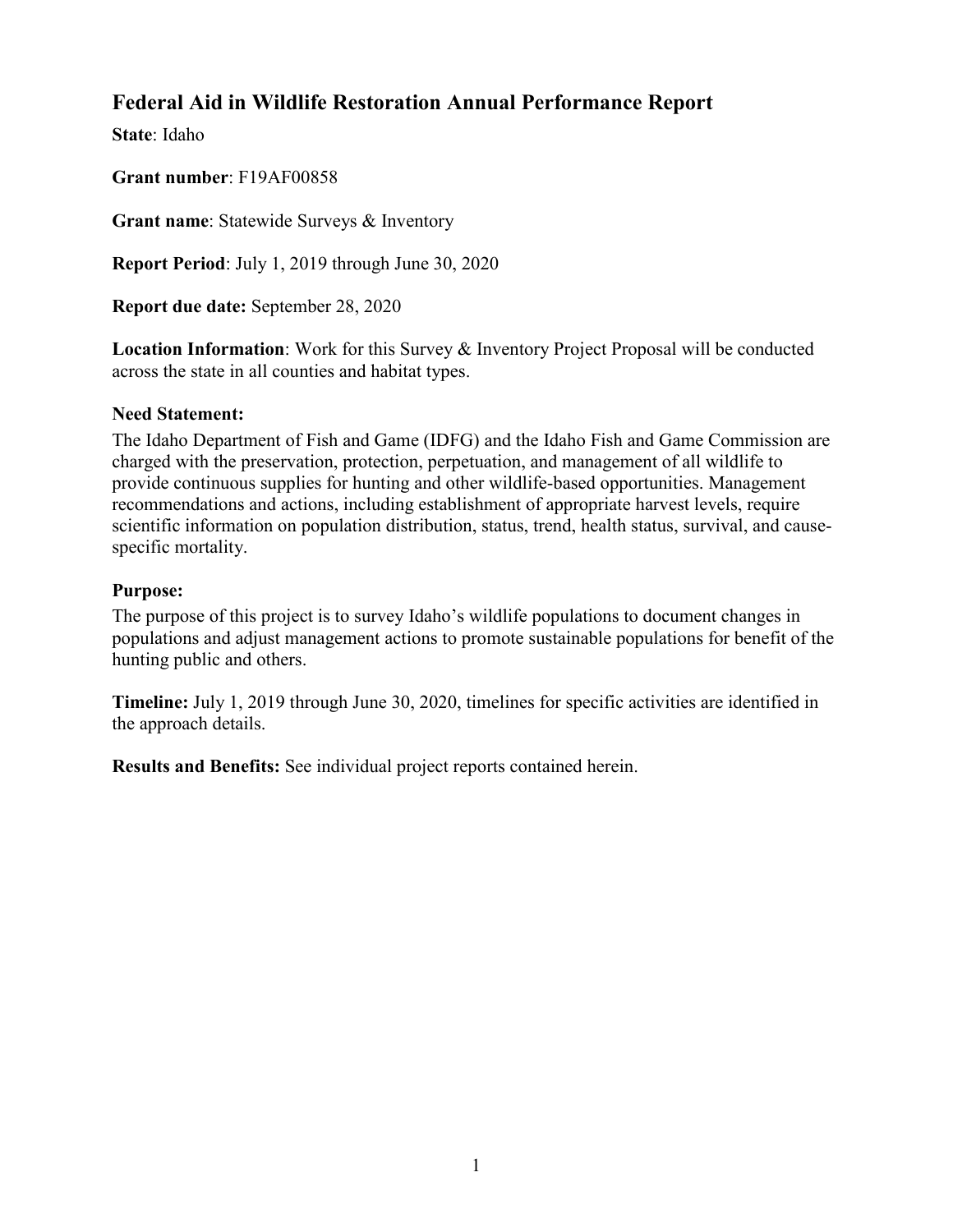## Federal Aid in Wildlife Restoration Annual Performance Report

**State**: Idaho

**Grant number**: F19AF00858

**Grant name**: Statewide Surveys & Inventory

**Report Period**: July 1, 2019 through June 30, 2020

**Report due date:** September 28, 2020

**Location Information**: Work for this Survey & Inventory Project Proposal will be conducted across the state in all counties and habitat types.

**Need Statement:**

The Idaho Department of Fish and Game (IDFG) and the Idaho Fish and Game Commission are charged with the preservation, protection, perpetuation, and management of all wildlife to provide continuous supplies for hunting and other wildlife-based opportunities. Management recommendations and actions, including establishment of appropriate harvest levels, require scientific information on population distribution, status, trend, health status, survival, and cause-specific mortality.

**Purpose:**

The purpose of this project is to survey Idaho's wildlife populations to document changes in populations and adjust management actions to promote sustainable populations for benefit of the hunting public and others.

**Timeline:** July 1, 2019 through June 30, 2020, timelines for specific activities are identified in the approach details.

**Results and Benefits:** See individual project reports contained herein.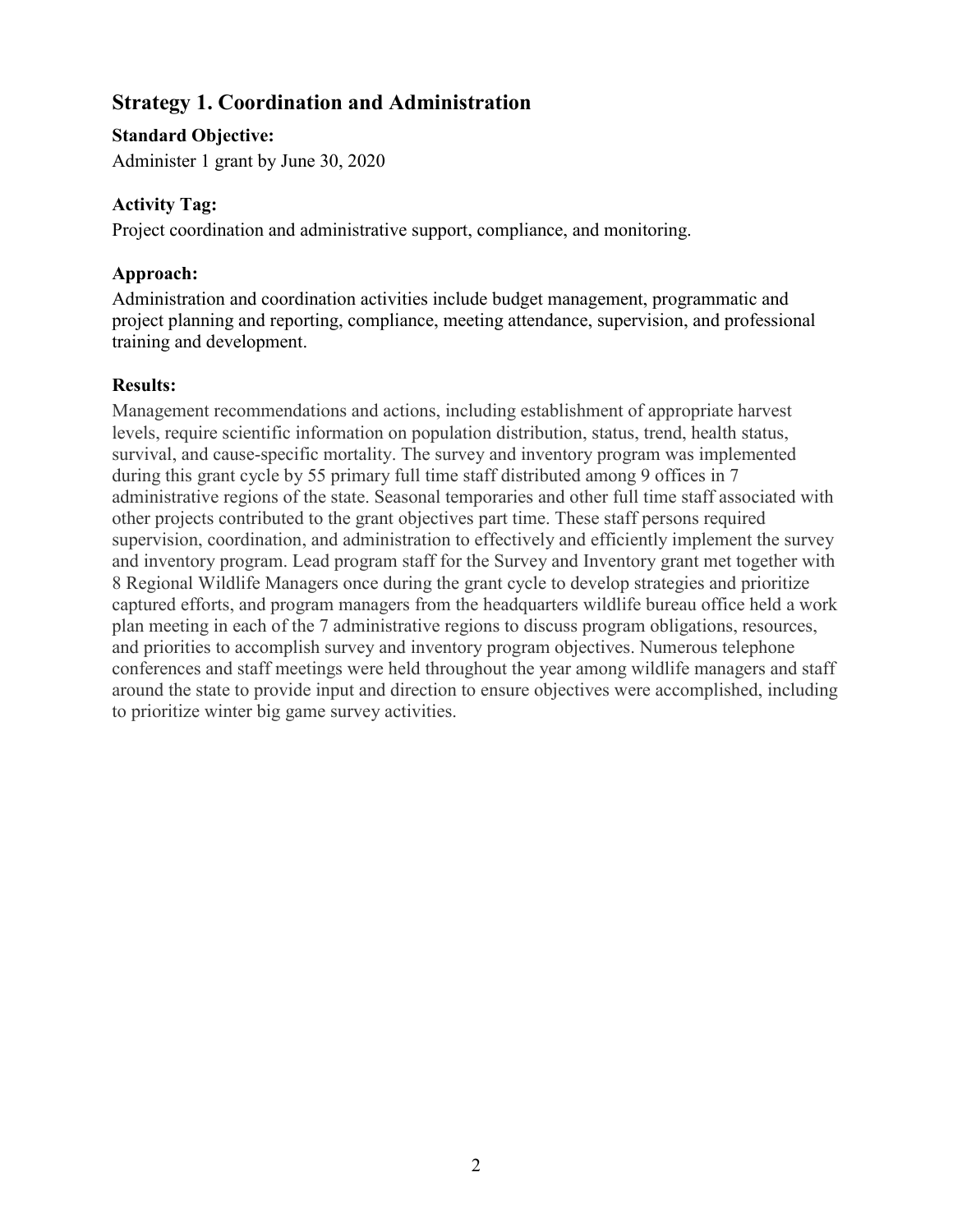## Strategy 1. Coordination and Administration

### Standard Objective:

Administer 1 grant by June 30, 2020

### Activity Tag:

Project coordination and administrative support, compliance, and monitoring.

### Approach:

Administration and coordination activities include budget management, programmatic and project planning and reporting, compliance, meeting attendance, supervision, and professional training and development.

### Results:

Management recommendations and actions, including establishment of appropriate harvest levels, require scientific information on population distribution, status, trend, health status, survival, and cause-specific mortality. The survey and inventory program was implemented during this grant cycle by 55 primary full time staff distributed among 9 offices in 7 administrative regions of the state. Seasonal temporaries and other full time staff associated with other projects contributed to the grant objectives part time. These staff persons required supervision, coordination, and administration to effectively and efficiently implement the survey and inventory program. Lead program staff for the Survey and Inventory grant met together with 8 Regional Wildlife Managers once during the grant cycle to develop strategies and prioritize captured efforts, and program managers from the headquarters wildlife bureau office held a work plan meeting in each of the 7 administrative regions to discuss program obligations, resources, and priorities to accomplish survey and inventory program objectives. Numerous telephone conferences and staff meetings were held throughout the year among wildlife managers and staff around the state to provide input and direction to ensure objectives were accomplished, including to prioritize winter big game survey activities.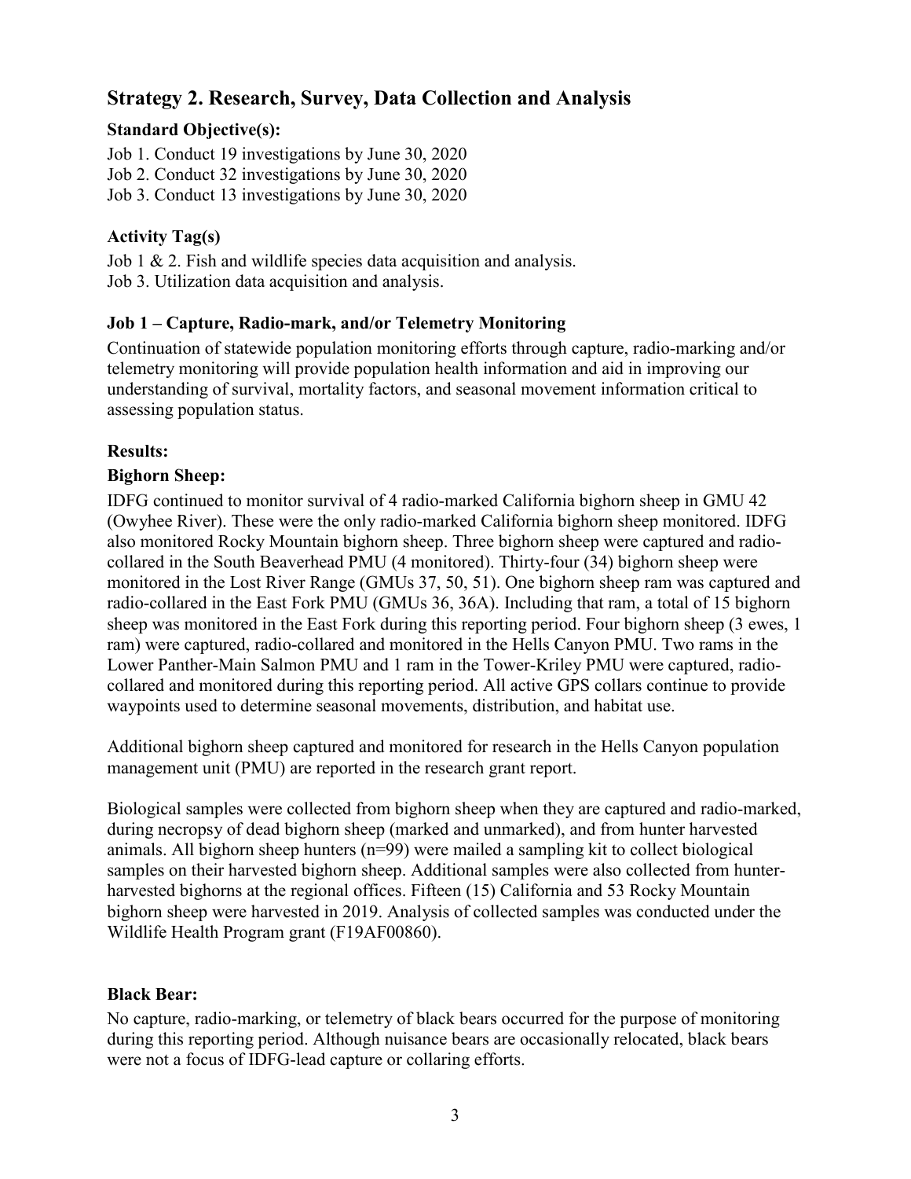## Strategy 2. Research, Survey, Data Collection and Analysis

### Standard Objective(s):

Job 1. Conduct 19 investigations by June 30, 2020
Job 2. Conduct 32 investigations by June 30, 2020
Job 3. Conduct 13 investigations by June 30, 2020

### Activity Tag(s)

Job 1 & 2. Fish and wildlife species data acquisition and analysis.
Job 3. Utilization data acquisition and analysis.

### Job 1 – Capture, Radio-mark, and/or Telemetry Monitoring

Continuation of statewide population monitoring efforts through capture, radio-marking and/or telemetry monitoring will provide population health information and aid in improving our understanding of survival, mortality factors, and seasonal movement information critical to assessing population status.

### Results:

### Bighorn Sheep:

IDFG continued to monitor survival of 4 radio-marked California bighorn sheep in GMU 42 (Owyhee River). These were the only radio-marked California bighorn sheep monitored. IDFG also monitored Rocky Mountain bighorn sheep. Three bighorn sheep were captured and radio-collared in the South Beaverhead PMU (4 monitored). Thirty-four (34) bighorn sheep were monitored in the Lost River Range (GMUs 37, 50, 51). One bighorn sheep ram was captured and radio-collared in the East Fork PMU (GMUs 36, 36A). Including that ram, a total of 15 bighorn sheep was monitored in the East Fork during this reporting period. Four bighorn sheep (3 ewes, 1 ram) were captured, radio-collared and monitored in the Hells Canyon PMU. Two rams in the Lower Panther-Main Salmon PMU and 1 ram in the Tower-Kriley PMU were captured, radio-collared and monitored during this reporting period. All active GPS collars continue to provide waypoints used to determine seasonal movements, distribution, and habitat use.

Additional bighorn sheep captured and monitored for research in the Hells Canyon population management unit (PMU) are reported in the research grant report.

Biological samples were collected from bighorn sheep when they are captured and radio-marked, during necropsy of dead bighorn sheep (marked and unmarked), and from hunter harvested animals. All bighorn sheep hunters (n=99) were mailed a sampling kit to collect biological samples on their harvested bighorn sheep. Additional samples were also collected from hunter-harvested bighorns at the regional offices. Fifteen (15) California and 53 Rocky Mountain bighorn sheep were harvested in 2019. Analysis of collected samples was conducted under the Wildlife Health Program grant (F19AF00860).

### Black Bear:

No capture, radio-marking, or telemetry of black bears occurred for the purpose of monitoring during this reporting period. Although nuisance bears are occasionally relocated, black bears were not a focus of IDFG-lead capture or collaring efforts.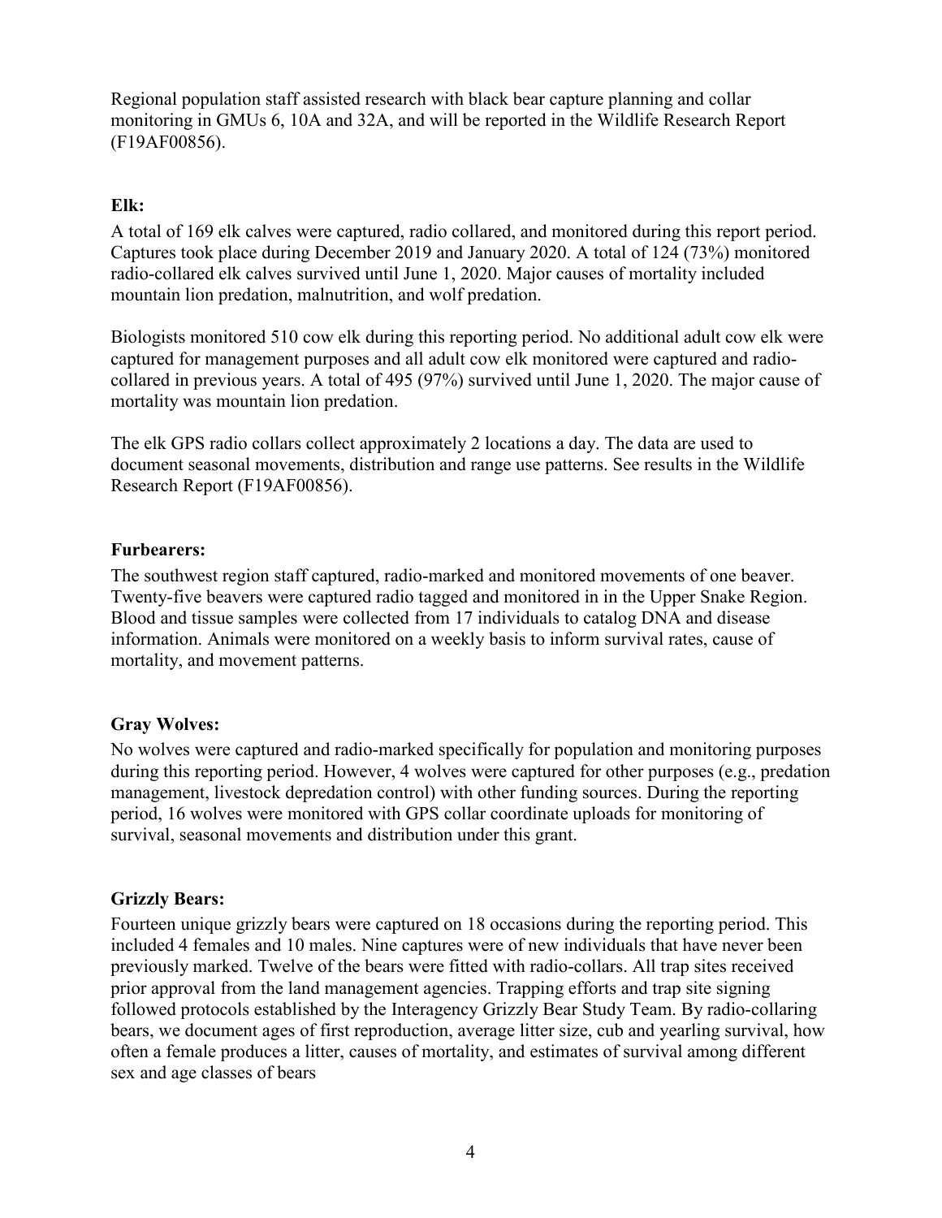Regional population staff assisted research with black bear capture planning and collar monitoring in GMUs 6, 10A and 32A, and will be reported in the Wildlife Research Report (F19AF00856).

**Elk:**

A total of 169 elk calves were captured, radio collared, and monitored during this report period. Captures took place during December 2019 and January 2020. A total of 124 (73%) monitored radio-collared elk calves survived until June 1, 2020. Major causes of mortality included mountain lion predation, malnutrition, and wolf predation.

Biologists monitored 510 cow elk during this reporting period. No additional adult cow elk were captured for management purposes and all adult cow elk monitored were captured and radio-collared in previous years. A total of 495 (97%) survived until June 1, 2020. The major cause of mortality was mountain lion predation.

The elk GPS radio collars collect approximately 2 locations a day. The data are used to document seasonal movements, distribution and range use patterns. See results in the Wildlife Research Report (F19AF00856).

**Furbearers:**

The southwest region staff captured, radio-marked and monitored movements of one beaver. Twenty-five beavers were captured radio tagged and monitored in in the Upper Snake Region. Blood and tissue samples were collected from 17 individuals to catalog DNA and disease information. Animals were monitored on a weekly basis to inform survival rates, cause of mortality, and movement patterns.

**Gray Wolves:**

No wolves were captured and radio-marked specifically for population and monitoring purposes during this reporting period. However, 4 wolves were captured for other purposes (e.g., predation management, livestock depredation control) with other funding sources. During the reporting period, 16 wolves were monitored with GPS collar coordinate uploads for monitoring of survival, seasonal movements and distribution under this grant.

**Grizzly Bears:**

Fourteen unique grizzly bears were captured on 18 occasions during the reporting period. This included 4 females and 10 males. Nine captures were of new individuals that have never been previously marked. Twelve of the bears were fitted with radio-collars. All trap sites received prior approval from the land management agencies. Trapping efforts and trap site signing followed protocols established by the Interagency Grizzly Bear Study Team. By radio-collaring bears, we document ages of first reproduction, average litter size, cub and yearling survival, how often a female produces a litter, causes of mortality, and estimates of survival among different sex and age classes of bears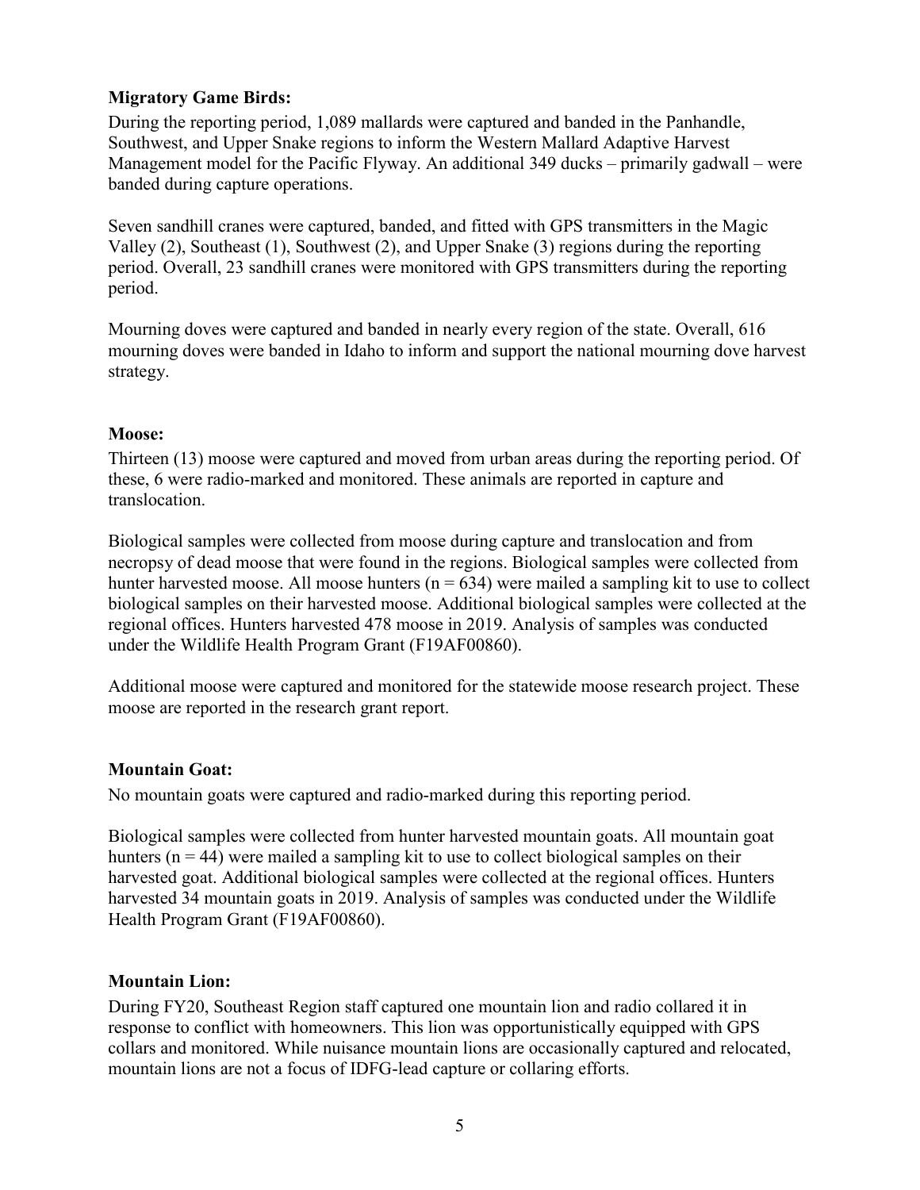**Migratory Game Birds:**

During the reporting period, 1,089 mallards were captured and banded in the Panhandle, Southwest, and Upper Snake regions to inform the Western Mallard Adaptive Harvest Management model for the Pacific Flyway. An additional 349 ducks – primarily gadwall – were banded during capture operations.

Seven sandhill cranes were captured, banded, and fitted with GPS transmitters in the Magic Valley (2), Southeast (1), Southwest (2), and Upper Snake (3) regions during the reporting period. Overall, 23 sandhill cranes were monitored with GPS transmitters during the reporting period.

Mourning doves were captured and banded in nearly every region of the state. Overall, 616 mourning doves were banded in Idaho to inform and support the national mourning dove harvest strategy.

**Moose:**

Thirteen (13) moose were captured and moved from urban areas during the reporting period. Of these, 6 were radio-marked and monitored. These animals are reported in capture and translocation.

Biological samples were collected from moose during capture and translocation and from necropsy of dead moose that were found in the regions. Biological samples were collected from hunter harvested moose. All moose hunters ($n = 634$) were mailed a sampling kit to use to collect biological samples on their harvested moose. Additional biological samples were collected at the regional offices. Hunters harvested 478 moose in 2019. Analysis of samples was conducted under the Wildlife Health Program Grant (F19AF00860).

Additional moose were captured and monitored for the statewide moose research project. These moose are reported in the research grant report.

**Mountain Goat:**

No mountain goats were captured and radio-marked during this reporting period.

Biological samples were collected from hunter harvested mountain goats. All mountain goat hunters ($n = 44$) were mailed a sampling kit to use to collect biological samples on their harvested goat. Additional biological samples were collected at the regional offices. Hunters harvested 34 mountain goats in 2019. Analysis of samples was conducted under the Wildlife Health Program Grant (F19AF00860).

**Mountain Lion:**

During FY20, Southeast Region staff captured one mountain lion and radio collared it in response to conflict with homeowners. This lion was opportunistically equipped with GPS collars and monitored. While nuisance mountain lions are occasionally captured and relocated, mountain lions are not a focus of IDFG-lead capture or collaring efforts.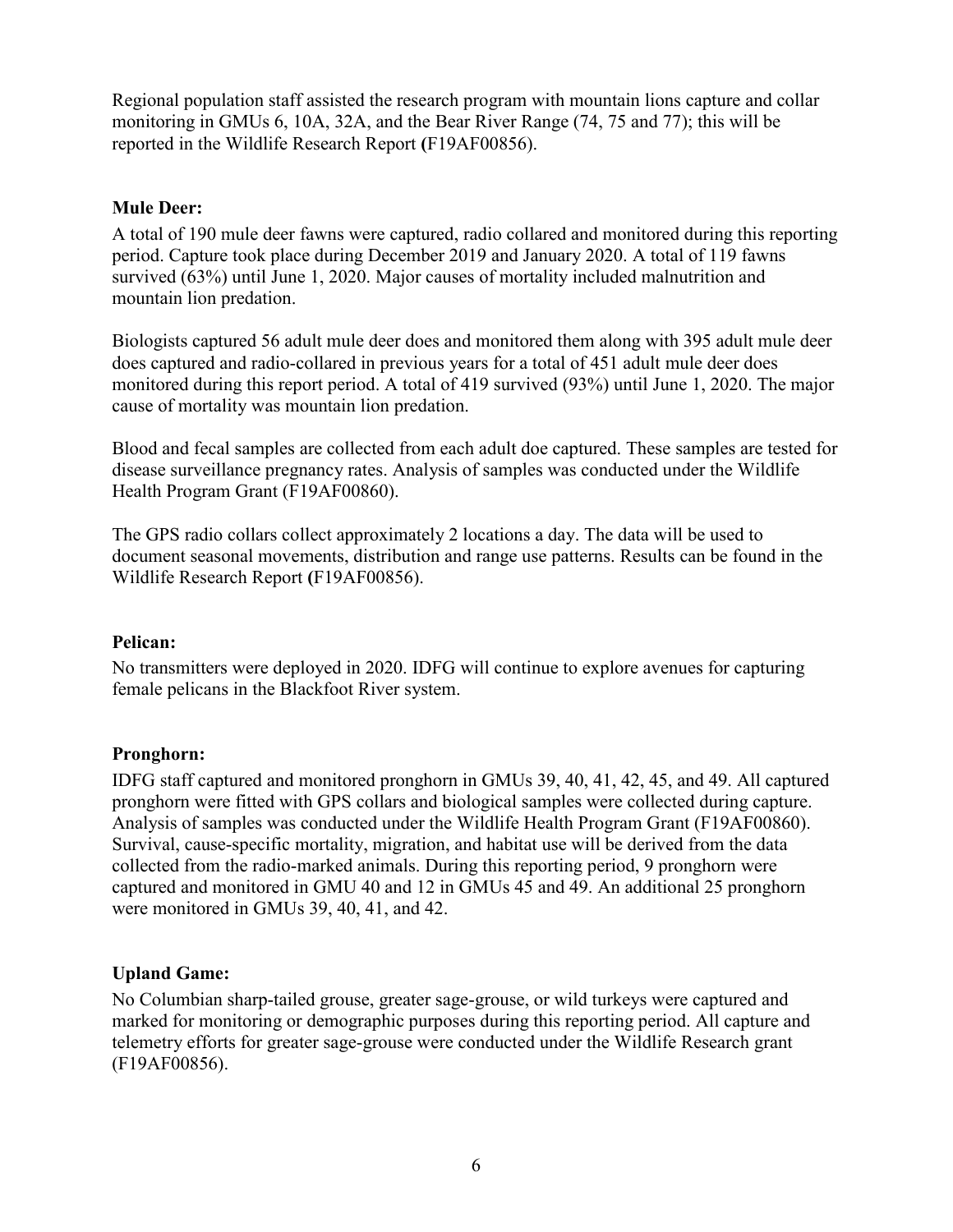Regional population staff assisted the research program with mountain lions capture and collar monitoring in GMUs 6, 10A, 32A, and the Bear River Range (74, 75 and 77); this will be reported in the Wildlife Research Report **(**F19AF00856).

**Mule Deer:**

A total of 190 mule deer fawns were captured, radio collared and monitored during this reporting period. Capture took place during December 2019 and January 2020. A total of 119 fawns survived (63%) until June 1, 2020. Major causes of mortality included malnutrition and mountain lion predation.

Biologists captured 56 adult mule deer does and monitored them along with 395 adult mule deer does captured and radio-collared in previous years for a total of 451 adult mule deer does monitored during this report period. A total of 419 survived (93%) until June 1, 2020. The major cause of mortality was mountain lion predation.

Blood and fecal samples are collected from each adult doe captured. These samples are tested for disease surveillance pregnancy rates. Analysis of samples was conducted under the Wildlife Health Program Grant (F19AF00860).

The GPS radio collars collect approximately 2 locations a day. The data will be used to document seasonal movements, distribution and range use patterns. Results can be found in the Wildlife Research Report **(**F19AF00856).

**Pelican:**

No transmitters were deployed in 2020. IDFG will continue to explore avenues for capturing female pelicans in the Blackfoot River system.

**Pronghorn:**

IDFG staff captured and monitored pronghorn in GMUs 39, 40, 41, 42, 45, and 49. All captured pronghorn were fitted with GPS collars and biological samples were collected during capture. Analysis of samples was conducted under the Wildlife Health Program Grant (F19AF00860). Survival, cause-specific mortality, migration, and habitat use will be derived from the data collected from the radio-marked animals. During this reporting period, 9 pronghorn were captured and monitored in GMU 40 and 12 in GMUs 45 and 49. An additional 25 pronghorn were monitored in GMUs 39, 40, 41, and 42.

**Upland Game:**

No Columbian sharp-tailed grouse, greater sage-grouse, or wild turkeys were captured and marked for monitoring or demographic purposes during this reporting period. All capture and telemetry efforts for greater sage-grouse were conducted under the Wildlife Research grant (F19AF00856).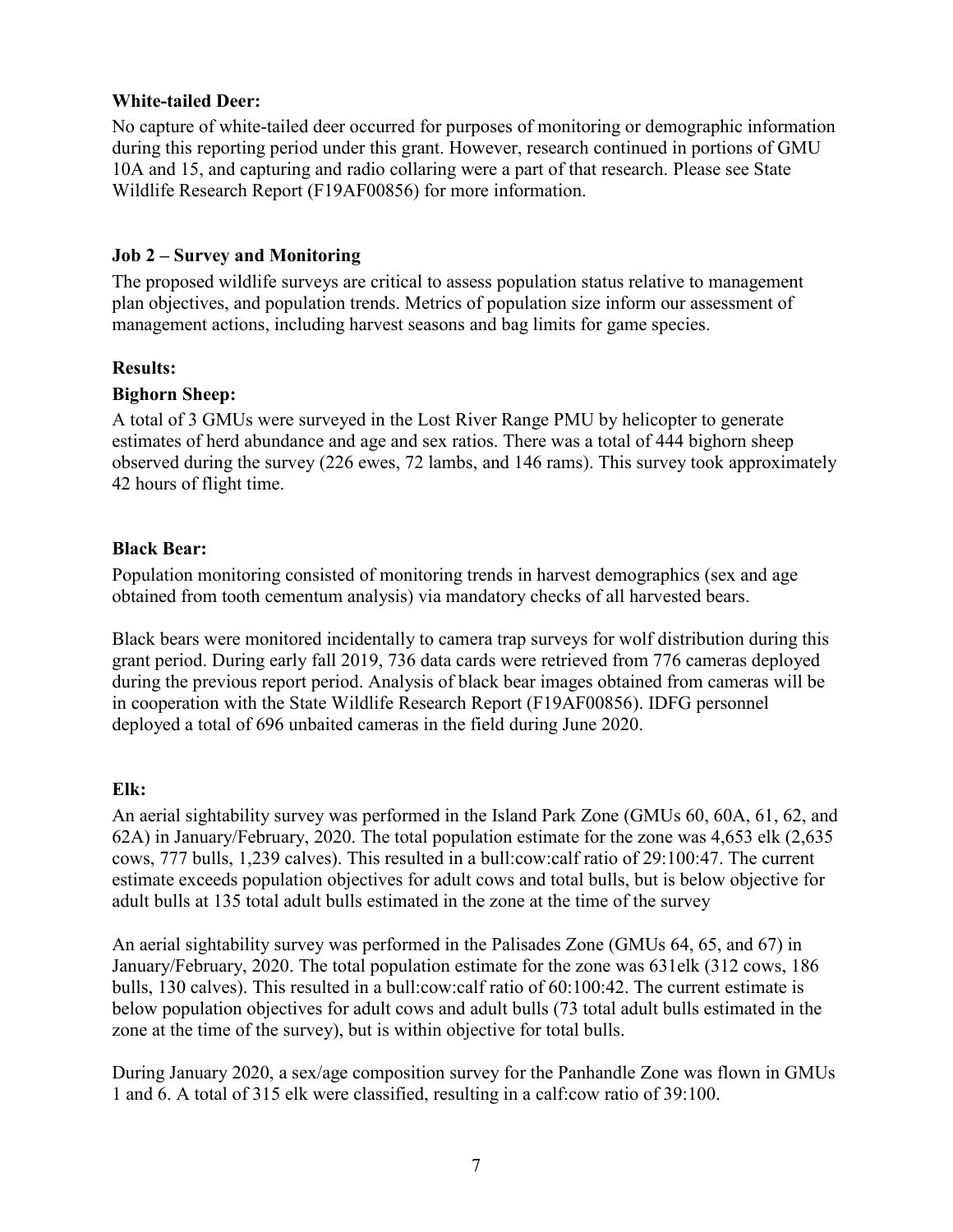**White-tailed Deer:**

No capture of white-tailed deer occurred for purposes of monitoring or demographic information during this reporting period under this grant. However, research continued in portions of GMU 10A and 15, and capturing and radio collaring were a part of that research. Please see State Wildlife Research Report (F19AF00856) for more information.

**Job 2 – Survey and Monitoring**

The proposed wildlife surveys are critical to assess population status relative to management plan objectives, and population trends. Metrics of population size inform our assessment of management actions, including harvest seasons and bag limits for game species.

**Results:**

**Bighorn Sheep:**

A total of 3 GMUs were surveyed in the Lost River Range PMU by helicopter to generate estimates of herd abundance and age and sex ratios. There was a total of 444 bighorn sheep observed during the survey (226 ewes, 72 lambs, and 146 rams). This survey took approximately 42 hours of flight time.

**Black Bear:**

Population monitoring consisted of monitoring trends in harvest demographics (sex and age obtained from tooth cementum analysis) via mandatory checks of all harvested bears.

Black bears were monitored incidentally to camera trap surveys for wolf distribution during this grant period. During early fall 2019, 736 data cards were retrieved from 776 cameras deployed during the previous report period. Analysis of black bear images obtained from cameras will be in cooperation with the State Wildlife Research Report (F19AF00856). IDFG personnel deployed a total of 696 unbaited cameras in the field during June 2020.

**Elk:**

An aerial sightability survey was performed in the Island Park Zone (GMUs 60, 60A, 61, 62, and 62A) in January/February, 2020. The total population estimate for the zone was 4,653 elk (2,635 cows, 777 bulls, 1,239 calves). This resulted in a bull:cow:calf ratio of 29:100:47. The current estimate exceeds population objectives for adult cows and total bulls, but is below objective for adult bulls at 135 total adult bulls estimated in the zone at the time of the survey

An aerial sightability survey was performed in the Palisades Zone (GMUs 64, 65, and 67) in January/February, 2020. The total population estimate for the zone was 631elk (312 cows, 186 bulls, 130 calves). This resulted in a bull:cow:calf ratio of 60:100:42. The current estimate is below population objectives for adult cows and adult bulls (73 total adult bulls estimated in the zone at the time of the survey), but is within objective for total bulls.

During January 2020, a sex/age composition survey for the Panhandle Zone was flown in GMUs 1 and 6. A total of 315 elk were classified, resulting in a calf:cow ratio of 39:100.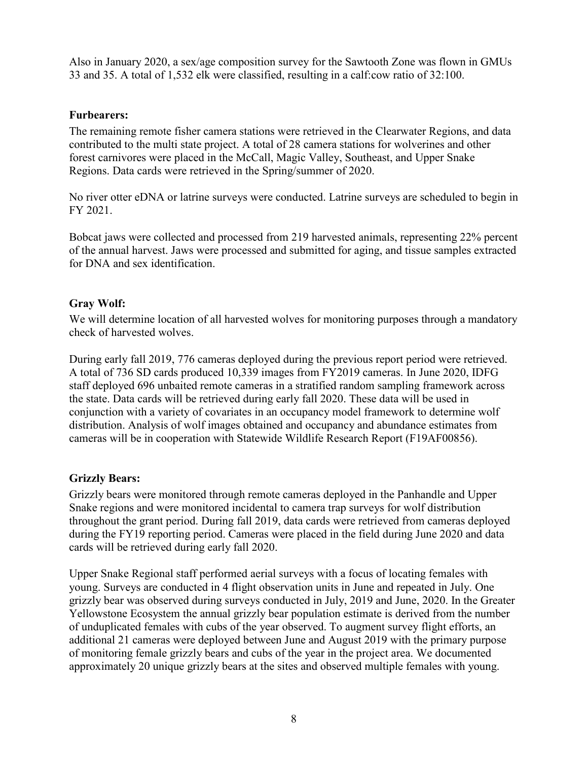Also in January 2020, a sex/age composition survey for the Sawtooth Zone was flown in GMUs 33 and 35. A total of 1,532 elk were classified, resulting in a calf:cow ratio of 32:100.

**Furbearers:**

The remaining remote fisher camera stations were retrieved in the Clearwater Regions, and data contributed to the multi state project. A total of 28 camera stations for wolverines and other forest carnivores were placed in the McCall, Magic Valley, Southeast, and Upper Snake Regions. Data cards were retrieved in the Spring/summer of 2020.

No river otter eDNA or latrine surveys were conducted. Latrine surveys are scheduled to begin in FY 2021.

Bobcat jaws were collected and processed from 219 harvested animals, representing 22% percent of the annual harvest. Jaws were processed and submitted for aging, and tissue samples extracted for DNA and sex identification.

**Gray Wolf:**

We will determine location of all harvested wolves for monitoring purposes through a mandatory check of harvested wolves.

During early fall 2019, 776 cameras deployed during the previous report period were retrieved. A total of 736 SD cards produced 10,339 images from FY2019 cameras. In June 2020, IDFG staff deployed 696 unbaited remote cameras in a stratified random sampling framework across the state. Data cards will be retrieved during early fall 2020. These data will be used in conjunction with a variety of covariates in an occupancy model framework to determine wolf distribution. Analysis of wolf images obtained and occupancy and abundance estimates from cameras will be in cooperation with Statewide Wildlife Research Report (F19AF00856).

**Grizzly Bears:**

Grizzly bears were monitored through remote cameras deployed in the Panhandle and Upper Snake regions and were monitored incidental to camera trap surveys for wolf distribution throughout the grant period. During fall 2019, data cards were retrieved from cameras deployed during the FY19 reporting period. Cameras were placed in the field during June 2020 and data cards will be retrieved during early fall 2020.

Upper Snake Regional staff performed aerial surveys with a focus of locating females with young. Surveys are conducted in 4 flight observation units in June and repeated in July. One grizzly bear was observed during surveys conducted in July, 2019 and June, 2020. In the Greater Yellowstone Ecosystem the annual grizzly bear population estimate is derived from the number of unduplicated females with cubs of the year observed. To augment survey flight efforts, an additional 21 cameras were deployed between June and August 2019 with the primary purpose of monitoring female grizzly bears and cubs of the year in the project area. We documented approximately 20 unique grizzly bears at the sites and observed multiple females with young.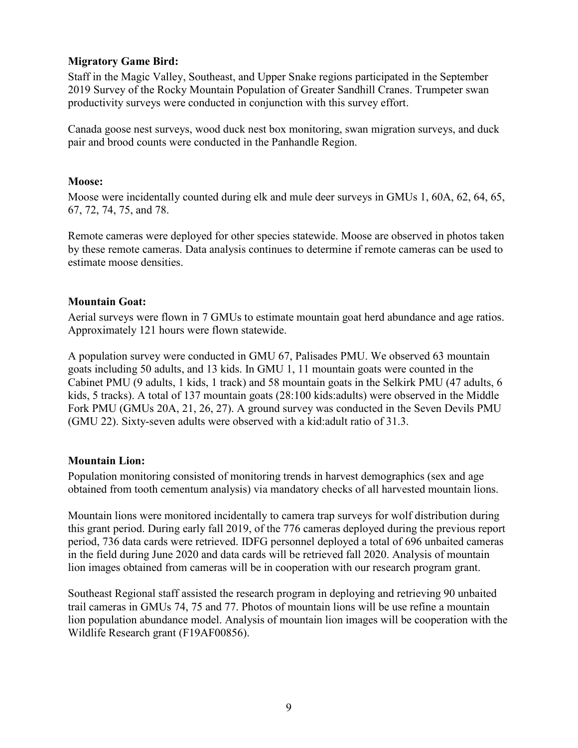**Migratory Game Bird:**

Staff in the Magic Valley, Southeast, and Upper Snake regions participated in the September 2019 Survey of the Rocky Mountain Population of Greater Sandhill Cranes. Trumpeter swan productivity surveys were conducted in conjunction with this survey effort.

Canada goose nest surveys, wood duck nest box monitoring, swan migration surveys, and duck pair and brood counts were conducted in the Panhandle Region.

**Moose:**

Moose were incidentally counted during elk and mule deer surveys in GMUs 1, 60A, 62, 64, 65, 67, 72, 74, 75, and 78.

Remote cameras were deployed for other species statewide. Moose are observed in photos taken by these remote cameras. Data analysis continues to determine if remote cameras can be used to estimate moose densities.

**Mountain Goat:**

Aerial surveys were flown in 7 GMUs to estimate mountain goat herd abundance and age ratios. Approximately 121 hours were flown statewide.

A population survey were conducted in GMU 67, Palisades PMU. We observed 63 mountain goats including 50 adults, and 13 kids. In GMU 1, 11 mountain goats were counted in the Cabinet PMU (9 adults, 1 kids, 1 track) and 58 mountain goats in the Selkirk PMU (47 adults, 6 kids, 5 tracks). A total of 137 mountain goats (28:100 kids:adults) were observed in the Middle Fork PMU (GMUs 20A, 21, 26, 27). A ground survey was conducted in the Seven Devils PMU (GMU 22). Sixty-seven adults were observed with a kid:adult ratio of 31.3.

**Mountain Lion:**

Population monitoring consisted of monitoring trends in harvest demographics (sex and age obtained from tooth cementum analysis) via mandatory checks of all harvested mountain lions.

Mountain lions were monitored incidentally to camera trap surveys for wolf distribution during this grant period. During early fall 2019, of the 776 cameras deployed during the previous report period, 736 data cards were retrieved. IDFG personnel deployed a total of 696 unbaited cameras in the field during June 2020 and data cards will be retrieved fall 2020. Analysis of mountain lion images obtained from cameras will be in cooperation with our research program grant.

Southeast Regional staff assisted the research program in deploying and retrieving 90 unbaited trail cameras in GMUs 74, 75 and 77. Photos of mountain lions will be use refine a mountain lion population abundance model. Analysis of mountain lion images will be cooperation with the Wildlife Research grant (F19AF00856).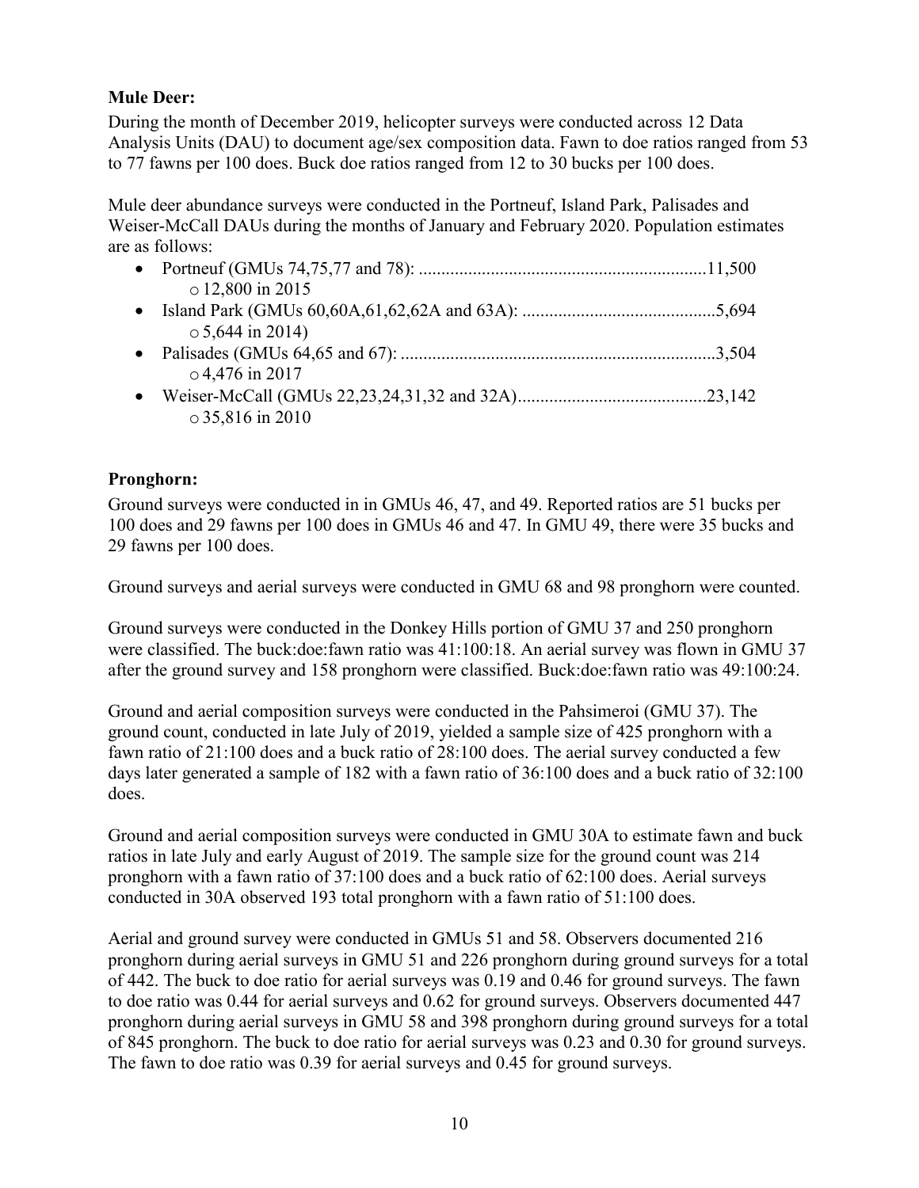**Mule Deer:**

During the month of December 2019, helicopter surveys were conducted across 12 Data Analysis Units (DAU) to document age/sex composition data. Fawn to doe ratios ranged from 53 to 77 fawns per 100 does. Buck doe ratios ranged from 12 to 30 bucks per 100 does.

Mule deer abundance surveys were conducted in the Portneuf, Island Park, Palisades and Weiser-McCall DAUs during the months of January and February 2020. Population estimates are as follows:

- Portneuf (GMUs 74,75,77 and 78): ................................................................11,500
  - 12,800 in 2015
- Island Park (GMUs 60,60A,61,62,62A and 63A): ...........................................5,694
  - 5,644 in 2014)
- Palisades (GMUs 64,65 and 67): ......................................................................3,504
  - 4,476 in 2017
- Weiser-McCall (GMUs 22,23,24,31,32 and 32A)..........................................23,142
  - 35,816 in 2010

**Pronghorn:**

Ground surveys were conducted in in GMUs 46, 47, and 49. Reported ratios are 51 bucks per 100 does and 29 fawns per 100 does in GMUs 46 and 47. In GMU 49, there were 35 bucks and 29 fawns per 100 does.

Ground surveys and aerial surveys were conducted in GMU 68 and 98 pronghorn were counted.

Ground surveys were conducted in the Donkey Hills portion of GMU 37 and 250 pronghorn were classified. The buck:doe:fawn ratio was 41:100:18. An aerial survey was flown in GMU 37 after the ground survey and 158 pronghorn were classified. Buck:doe:fawn ratio was 49:100:24.

Ground and aerial composition surveys were conducted in the Pahsimeroi (GMU 37). The ground count, conducted in late July of 2019, yielded a sample size of 425 pronghorn with a fawn ratio of 21:100 does and a buck ratio of 28:100 does. The aerial survey conducted a few days later generated a sample of 182 with a fawn ratio of 36:100 does and a buck ratio of 32:100 does.

Ground and aerial composition surveys were conducted in GMU 30A to estimate fawn and buck ratios in late July and early August of 2019. The sample size for the ground count was 214 pronghorn with a fawn ratio of 37:100 does and a buck ratio of 62:100 does. Aerial surveys conducted in 30A observed 193 total pronghorn with a fawn ratio of 51:100 does.

Aerial and ground survey were conducted in GMUs 51 and 58. Observers documented 216 pronghorn during aerial surveys in GMU 51 and 226 pronghorn during ground surveys for a total of 442. The buck to doe ratio for aerial surveys was 0.19 and 0.46 for ground surveys. The fawn to doe ratio was 0.44 for aerial surveys and 0.62 for ground surveys. Observers documented 447 pronghorn during aerial surveys in GMU 58 and 398 pronghorn during ground surveys for a total of 845 pronghorn. The buck to doe ratio for aerial surveys was 0.23 and 0.30 for ground surveys. The fawn to doe ratio was 0.39 for aerial surveys and 0.45 for ground surveys.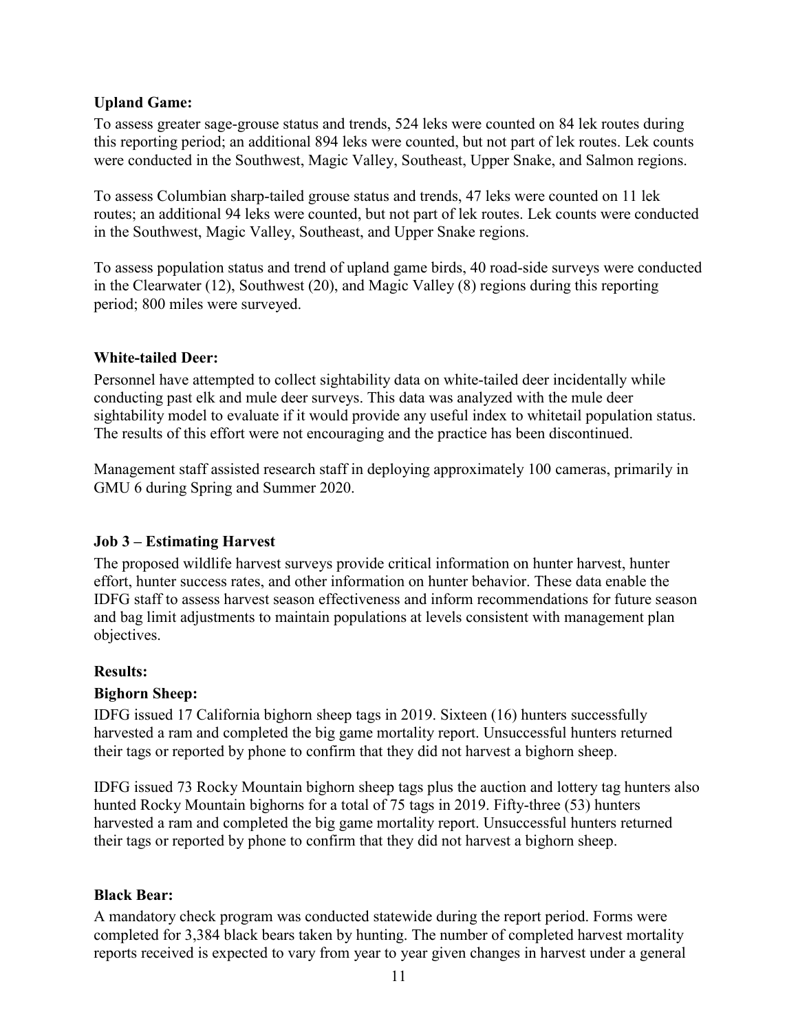**Upland Game:**

To assess greater sage-grouse status and trends, 524 leks were counted on 84 lek routes during this reporting period; an additional 894 leks were counted, but not part of lek routes. Lek counts were conducted in the Southwest, Magic Valley, Southeast, Upper Snake, and Salmon regions.

To assess Columbian sharp-tailed grouse status and trends, 47 leks were counted on 11 lek routes; an additional 94 leks were counted, but not part of lek routes. Lek counts were conducted in the Southwest, Magic Valley, Southeast, and Upper Snake regions.

To assess population status and trend of upland game birds, 40 road-side surveys were conducted in the Clearwater (12), Southwest (20), and Magic Valley (8) regions during this reporting period; 800 miles were surveyed.

**White-tailed Deer:**

Personnel have attempted to collect sightability data on white-tailed deer incidentally while conducting past elk and mule deer surveys. This data was analyzed with the mule deer sightability model to evaluate if it would provide any useful index to whitetail population status. The results of this effort were not encouraging and the practice has been discontinued.

Management staff assisted research staff in deploying approximately 100 cameras, primarily in GMU 6 during Spring and Summer 2020.

**Job 3 – Estimating Harvest**

The proposed wildlife harvest surveys provide critical information on hunter harvest, hunter effort, hunter success rates, and other information on hunter behavior. These data enable the IDFG staff to assess harvest season effectiveness and inform recommendations for future season and bag limit adjustments to maintain populations at levels consistent with management plan objectives.

**Results:**

**Bighorn Sheep:**

IDFG issued 17 California bighorn sheep tags in 2019. Sixteen (16) hunters successfully harvested a ram and completed the big game mortality report. Unsuccessful hunters returned their tags or reported by phone to confirm that they did not harvest a bighorn sheep.

IDFG issued 73 Rocky Mountain bighorn sheep tags plus the auction and lottery tag hunters also hunted Rocky Mountain bighorns for a total of 75 tags in 2019. Fifty-three (53) hunters harvested a ram and completed the big game mortality report. Unsuccessful hunters returned their tags or reported by phone to confirm that they did not harvest a bighorn sheep.

**Black Bear:**

A mandatory check program was conducted statewide during the report period. Forms were completed for 3,384 black bears taken by hunting. The number of completed harvest mortality reports received is expected to vary from year to year given changes in harvest under a general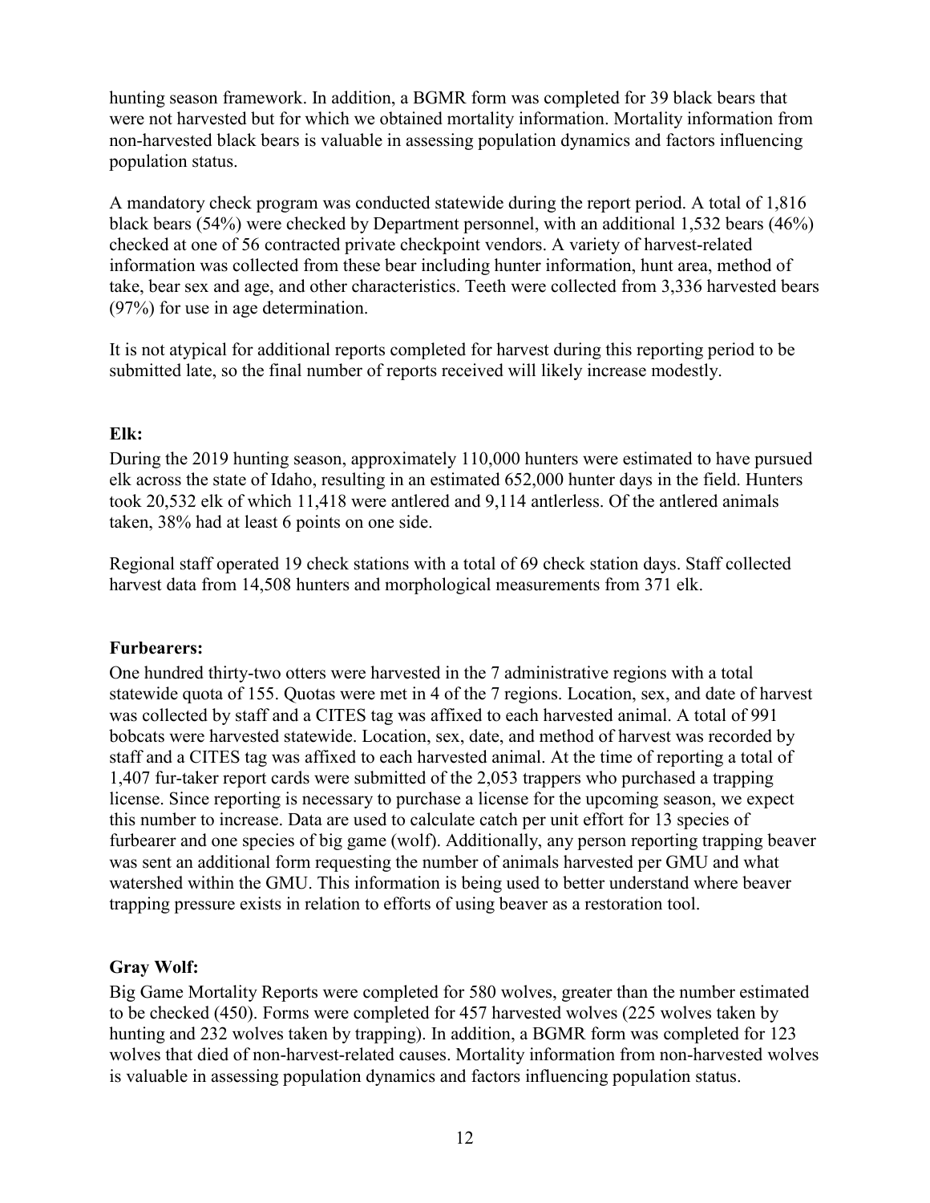hunting season framework. In addition, a BGMR form was completed for 39 black bears that were not harvested but for which we obtained mortality information. Mortality information from non-harvested black bears is valuable in assessing population dynamics and factors influencing population status.

A mandatory check program was conducted statewide during the report period. A total of 1,816 black bears (54%) were checked by Department personnel, with an additional 1,532 bears (46%) checked at one of 56 contracted private checkpoint vendors. A variety of harvest-related information was collected from these bear including hunter information, hunt area, method of take, bear sex and age, and other characteristics. Teeth were collected from 3,336 harvested bears (97%) for use in age determination.

It is not atypical for additional reports completed for harvest during this reporting period to be submitted late, so the final number of reports received will likely increase modestly.

**Elk:**

During the 2019 hunting season, approximately 110,000 hunters were estimated to have pursued elk across the state of Idaho, resulting in an estimated 652,000 hunter days in the field. Hunters took 20,532 elk of which 11,418 were antlered and 9,114 antlerless. Of the antlered animals taken, 38% had at least 6 points on one side.

Regional staff operated 19 check stations with a total of 69 check station days. Staff collected harvest data from 14,508 hunters and morphological measurements from 371 elk.

**Furbearers:**

One hundred thirty-two otters were harvested in the 7 administrative regions with a total statewide quota of 155. Quotas were met in 4 of the 7 regions. Location, sex, and date of harvest was collected by staff and a CITES tag was affixed to each harvested animal. A total of 991 bobcats were harvested statewide. Location, sex, date, and method of harvest was recorded by staff and a CITES tag was affixed to each harvested animal. At the time of reporting a total of 1,407 fur-taker report cards were submitted of the 2,053 trappers who purchased a trapping license. Since reporting is necessary to purchase a license for the upcoming season, we expect this number to increase. Data are used to calculate catch per unit effort for 13 species of furbearer and one species of big game (wolf). Additionally, any person reporting trapping beaver was sent an additional form requesting the number of animals harvested per GMU and what watershed within the GMU. This information is being used to better understand where beaver trapping pressure exists in relation to efforts of using beaver as a restoration tool.

**Gray Wolf:**

Big Game Mortality Reports were completed for 580 wolves, greater than the number estimated to be checked (450). Forms were completed for 457 harvested wolves (225 wolves taken by hunting and 232 wolves taken by trapping). In addition, a BGMR form was completed for 123 wolves that died of non-harvest-related causes. Mortality information from non-harvested wolves is valuable in assessing population dynamics and factors influencing population status.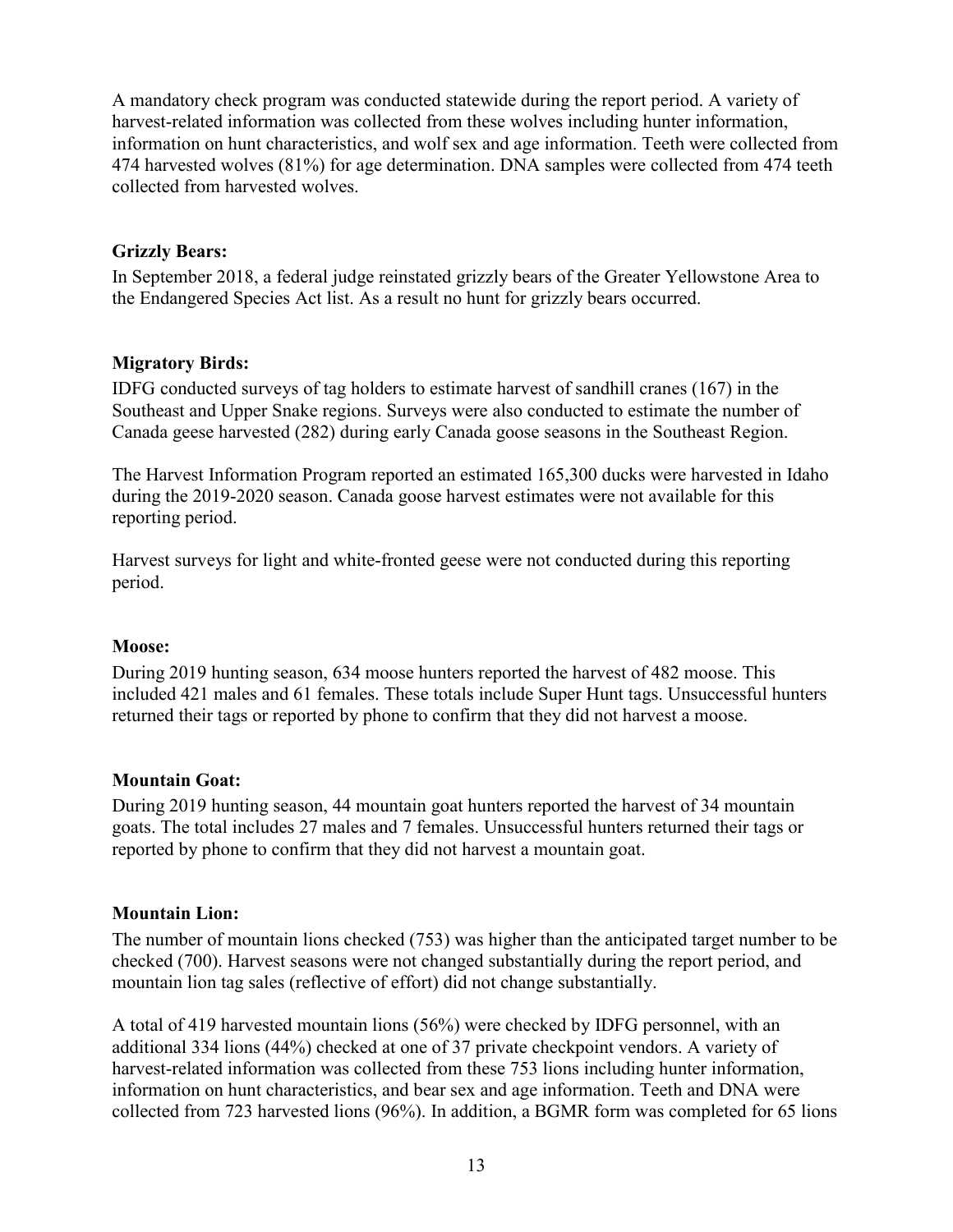A mandatory check program was conducted statewide during the report period. A variety of harvest-related information was collected from these wolves including hunter information, information on hunt characteristics, and wolf sex and age information. Teeth were collected from 474 harvested wolves (81%) for age determination. DNA samples were collected from 474 teeth collected from harvested wolves.

**Grizzly Bears:**
In September 2018, a federal judge reinstated grizzly bears of the Greater Yellowstone Area to the Endangered Species Act list. As a result no hunt for grizzly bears occurred.

**Migratory Birds:**
IDFG conducted surveys of tag holders to estimate harvest of sandhill cranes (167) in the Southeast and Upper Snake regions. Surveys were also conducted to estimate the number of Canada geese harvested (282) during early Canada goose seasons in the Southeast Region.

The Harvest Information Program reported an estimated 165,300 ducks were harvested in Idaho during the 2019-2020 season. Canada goose harvest estimates were not available for this reporting period.

Harvest surveys for light and white-fronted geese were not conducted during this reporting period.

**Moose:**
During 2019 hunting season, 634 moose hunters reported the harvest of 482 moose. This included 421 males and 61 females. These totals include Super Hunt tags. Unsuccessful hunters returned their tags or reported by phone to confirm that they did not harvest a moose.

**Mountain Goat:**
During 2019 hunting season, 44 mountain goat hunters reported the harvest of 34 mountain goats. The total includes 27 males and 7 females. Unsuccessful hunters returned their tags or reported by phone to confirm that they did not harvest a mountain goat.

**Mountain Lion:**
The number of mountain lions checked (753) was higher than the anticipated target number to be checked (700). Harvest seasons were not changed substantially during the report period, and mountain lion tag sales (reflective of effort) did not change substantially.

A total of 419 harvested mountain lions (56%) were checked by IDFG personnel, with an additional 334 lions (44%) checked at one of 37 private checkpoint vendors. A variety of harvest-related information was collected from these 753 lions including hunter information, information on hunt characteristics, and bear sex and age information. Teeth and DNA were collected from 723 harvested lions (96%). In addition, a BGMR form was completed for 65 lions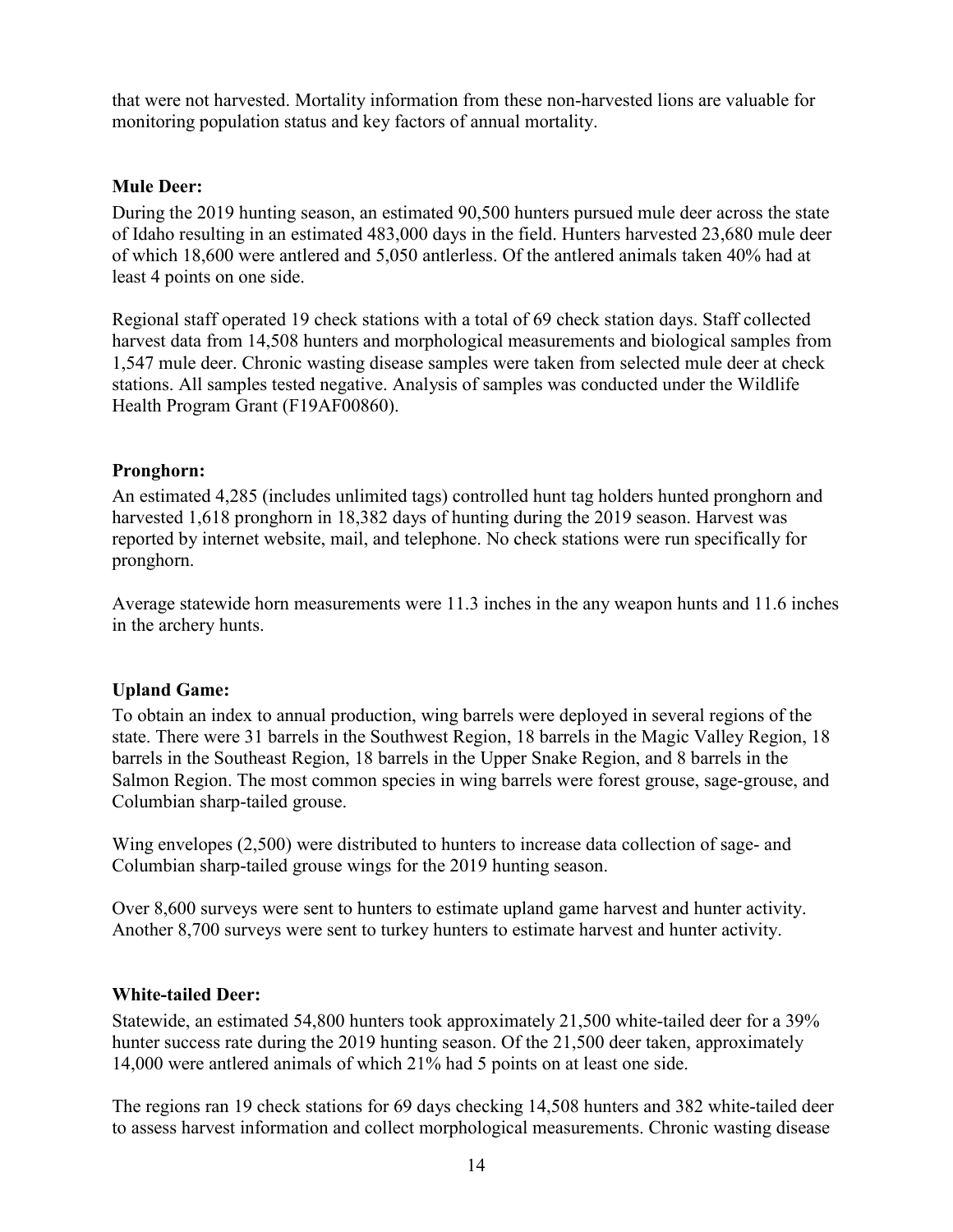that were not harvested. Mortality information from these non-harvested lions are valuable for monitoring population status and key factors of annual mortality.

**Mule Deer:**

During the 2019 hunting season, an estimated 90,500 hunters pursued mule deer across the state of Idaho resulting in an estimated 483,000 days in the field. Hunters harvested 23,680 mule deer of which 18,600 were antlered and 5,050 antlerless. Of the antlered animals taken 40% had at least 4 points on one side.

Regional staff operated 19 check stations with a total of 69 check station days. Staff collected harvest data from 14,508 hunters and morphological measurements and biological samples from 1,547 mule deer. Chronic wasting disease samples were taken from selected mule deer at check stations. All samples tested negative. Analysis of samples was conducted under the Wildlife Health Program Grant (F19AF00860).

**Pronghorn:**

An estimated 4,285 (includes unlimited tags) controlled hunt tag holders hunted pronghorn and harvested 1,618 pronghorn in 18,382 days of hunting during the 2019 season. Harvest was reported by internet website, mail, and telephone. No check stations were run specifically for pronghorn.

Average statewide horn measurements were 11.3 inches in the any weapon hunts and 11.6 inches in the archery hunts.

**Upland Game:**

To obtain an index to annual production, wing barrels were deployed in several regions of the state. There were 31 barrels in the Southwest Region, 18 barrels in the Magic Valley Region, 18 barrels in the Southeast Region, 18 barrels in the Upper Snake Region, and 8 barrels in the Salmon Region. The most common species in wing barrels were forest grouse, sage-grouse, and Columbian sharp-tailed grouse.

Wing envelopes (2,500) were distributed to hunters to increase data collection of sage- and Columbian sharp-tailed grouse wings for the 2019 hunting season.

Over 8,600 surveys were sent to hunters to estimate upland game harvest and hunter activity. Another 8,700 surveys were sent to turkey hunters to estimate harvest and hunter activity.

**White-tailed Deer:**

Statewide, an estimated 54,800 hunters took approximately 21,500 white-tailed deer for a 39% hunter success rate during the 2019 hunting season. Of the 21,500 deer taken, approximately 14,000 were antlered animals of which 21% had 5 points on at least one side.

The regions ran 19 check stations for 69 days checking 14,508 hunters and 382 white-tailed deer to assess harvest information and collect morphological measurements. Chronic wasting disease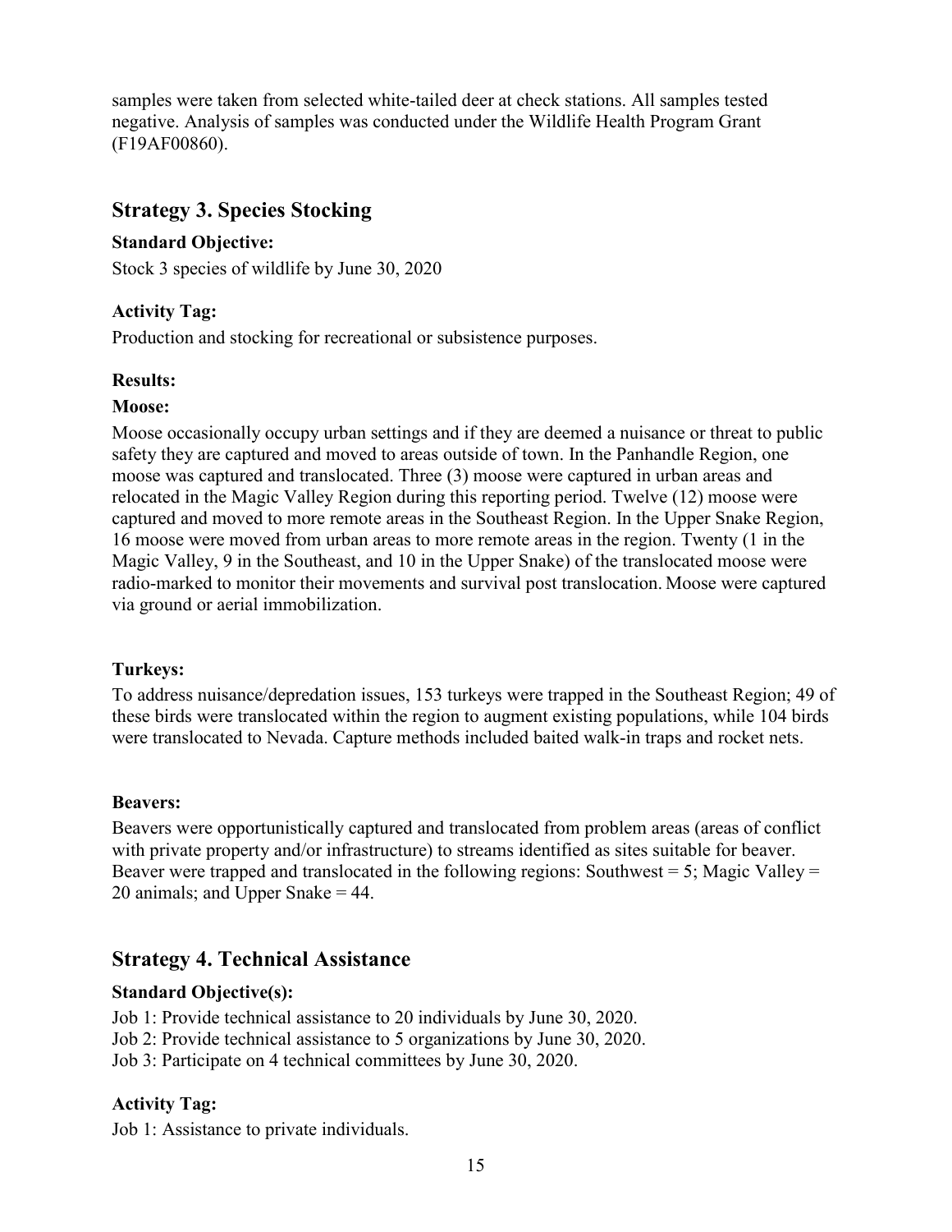samples were taken from selected white-tailed deer at check stations. All samples tested negative. Analysis of samples was conducted under the Wildlife Health Program Grant (F19AF00860).

## Strategy 3. Species Stocking

### Standard Objective:

Stock 3 species of wildlife by June 30, 2020

### Activity Tag:

Production and stocking for recreational or subsistence purposes.

### Results:

**Moose:**

Moose occasionally occupy urban settings and if they are deemed a nuisance or threat to public safety they are captured and moved to areas outside of town. In the Panhandle Region, one moose was captured and translocated. Three (3) moose were captured in urban areas and relocated in the Magic Valley Region during this reporting period. Twelve (12) moose were captured and moved to more remote areas in the Southeast Region. In the Upper Snake Region, 16 moose were moved from urban areas to more remote areas in the region. Twenty (1 in the Magic Valley, 9 in the Southeast, and 10 in the Upper Snake) of the translocated moose were radio-marked to monitor their movements and survival post translocation. Moose were captured via ground or aerial immobilization.

**Turkeys:**

To address nuisance/depredation issues, 153 turkeys were trapped in the Southeast Region; 49 of these birds were translocated within the region to augment existing populations, while 104 birds were translocated to Nevada. Capture methods included baited walk-in traps and rocket nets.

**Beavers:**

Beavers were opportunistically captured and translocated from problem areas (areas of conflict with private property and/or infrastructure) to streams identified as sites suitable for beaver. Beaver were trapped and translocated in the following regions: Southwest = 5; Magic Valley = 20 animals; and Upper Snake = 44.

## Strategy 4. Technical Assistance

### Standard Objective(s):

Job 1: Provide technical assistance to 20 individuals by June 30, 2020.
Job 2: Provide technical assistance to 5 organizations by June 30, 2020.
Job 3: Participate on 4 technical committees by June 30, 2020.

### Activity Tag:

Job 1: Assistance to private individuals.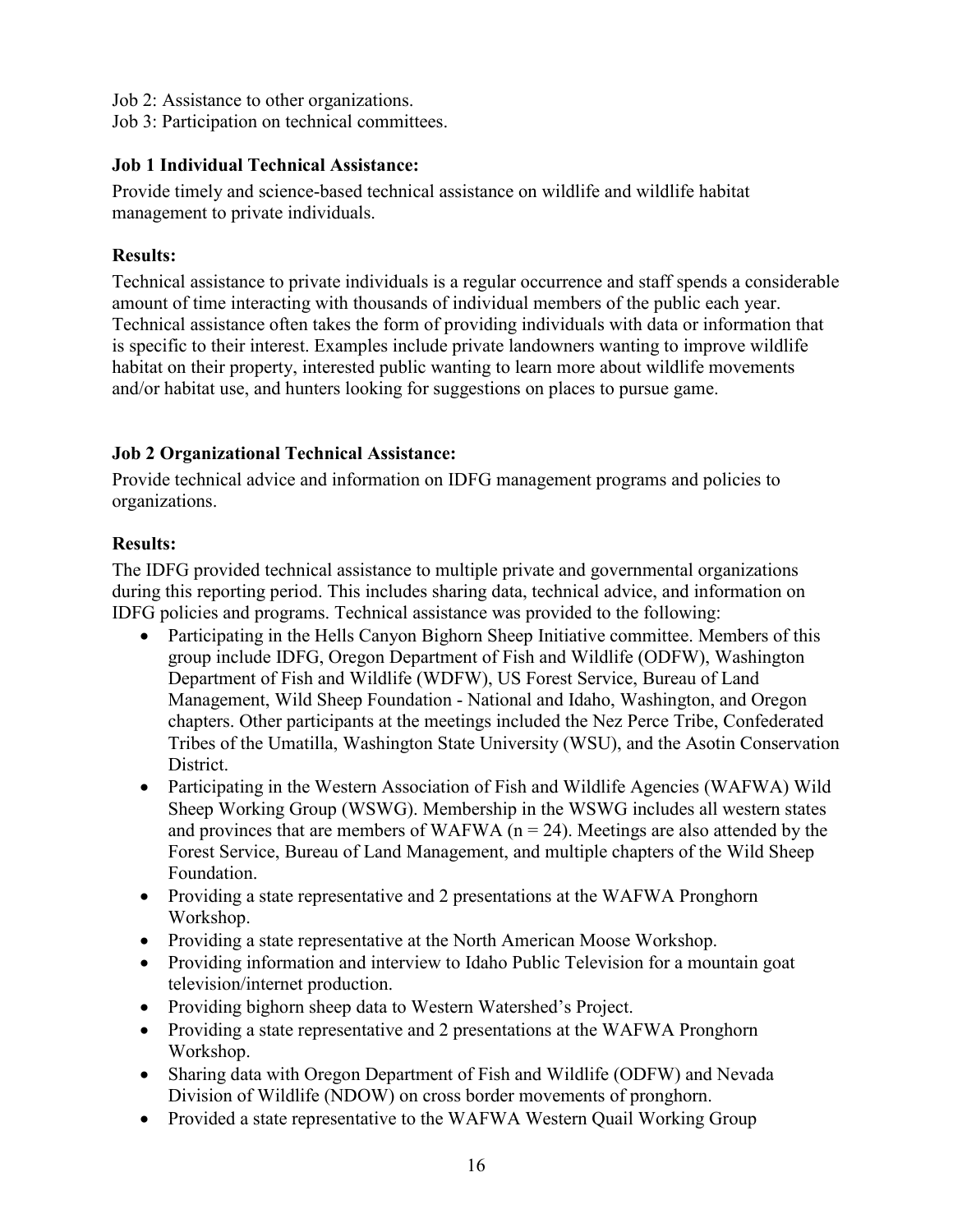Job 2: Assistance to other organizations.
Job 3: Participation on technical committees.

**Job 1 Individual Technical Assistance:**

Provide timely and science-based technical assistance on wildlife and wildlife habitat management to private individuals.

**Results:**

Technical assistance to private individuals is a regular occurrence and staff spends a considerable amount of time interacting with thousands of individual members of the public each year. Technical assistance often takes the form of providing individuals with data or information that is specific to their interest. Examples include private landowners wanting to improve wildlife habitat on their property, interested public wanting to learn more about wildlife movements and/or habitat use, and hunters looking for suggestions on places to pursue game.

**Job 2 Organizational Technical Assistance:**

Provide technical advice and information on IDFG management programs and policies to organizations.

**Results:**

The IDFG provided technical assistance to multiple private and governmental organizations during this reporting period. This includes sharing data, technical advice, and information on IDFG policies and programs. Technical assistance was provided to the following:

- Participating in the Hells Canyon Bighorn Sheep Initiative committee. Members of this group include IDFG, Oregon Department of Fish and Wildlife (ODFW), Washington Department of Fish and Wildlife (WDFW), US Forest Service, Bureau of Land Management, Wild Sheep Foundation - National and Idaho, Washington, and Oregon chapters. Other participants at the meetings included the Nez Perce Tribe, Confederated Tribes of the Umatilla, Washington State University (WSU), and the Asotin Conservation District.
- Participating in the Western Association of Fish and Wildlife Agencies (WAFWA) Wild Sheep Working Group (WSWG). Membership in the WSWG includes all western states and provinces that are members of WAFWA ($n = 24$). Meetings are also attended by the Forest Service, Bureau of Land Management, and multiple chapters of the Wild Sheep Foundation.
- Providing a state representative and 2 presentations at the WAFWA Pronghorn Workshop.
- Providing a state representative at the North American Moose Workshop.
- Providing information and interview to Idaho Public Television for a mountain goat television/internet production.
- Providing bighorn sheep data to Western Watershed's Project.
- Providing a state representative and 2 presentations at the WAFWA Pronghorn Workshop.
- Sharing data with Oregon Department of Fish and Wildlife (ODFW) and Nevada Division of Wildlife (NDOW) on cross border movements of pronghorn.
- Provided a state representative to the WAFWA Western Quail Working Group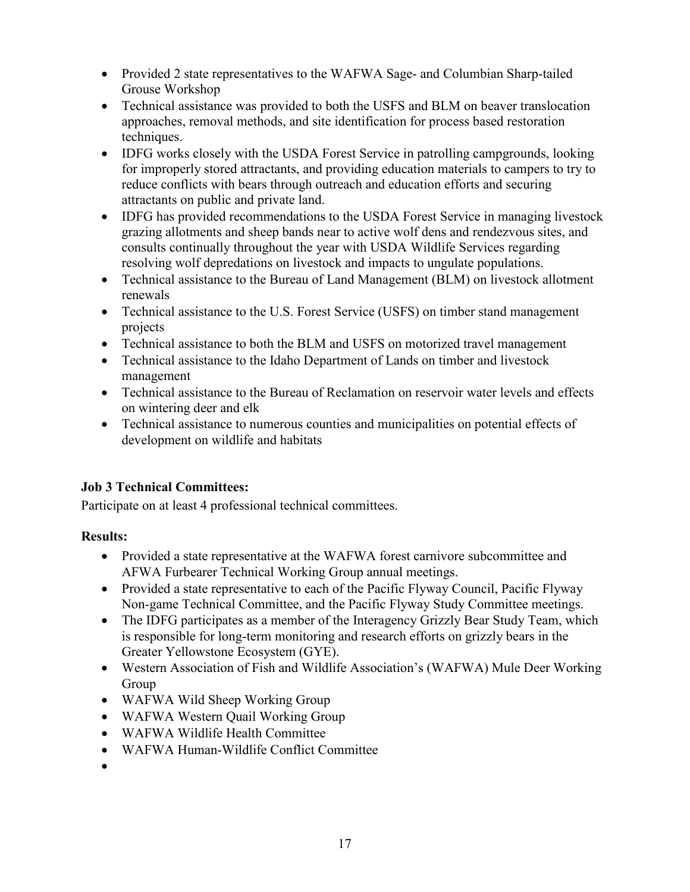- Provided 2 state representatives to the WAFWA Sage- and Columbian Sharp-tailed Grouse Workshop
- Technical assistance was provided to both the USFS and BLM on beaver translocation approaches, removal methods, and site identification for process based restoration techniques.
- IDFG works closely with the USDA Forest Service in patrolling campgrounds, looking for improperly stored attractants, and providing education materials to campers to try to reduce conflicts with bears through outreach and education efforts and securing attractants on public and private land.
- IDFG has provided recommendations to the USDA Forest Service in managing livestock grazing allotments and sheep bands near to active wolf dens and rendezvous sites, and consults continually throughout the year with USDA Wildlife Services regarding resolving wolf depredations on livestock and impacts to ungulate populations.
- Technical assistance to the Bureau of Land Management (BLM) on livestock allotment renewals
- Technical assistance to the U.S. Forest Service (USFS) on timber stand management projects
- Technical assistance to both the BLM and USFS on motorized travel management
- Technical assistance to the Idaho Department of Lands on timber and livestock management
- Technical assistance to the Bureau of Reclamation on reservoir water levels and effects on wintering deer and elk
- Technical assistance to numerous counties and municipalities on potential effects of development on wildlife and habitats

**Job 3 Technical Committees:**
Participate on at least 4 professional technical committees.

**Results:**

- Provided a state representative at the WAFWA forest carnivore subcommittee and AFWA Furbearer Technical Working Group annual meetings.
- Provided a state representative to each of the Pacific Flyway Council, Pacific Flyway Non-game Technical Committee, and the Pacific Flyway Study Committee meetings.
- The IDFG participates as a member of the Interagency Grizzly Bear Study Team, which is responsible for long-term monitoring and research efforts on grizzly bears in the Greater Yellowstone Ecosystem (GYE).
- Western Association of Fish and Wildlife Association's (WAFWA) Mule Deer Working Group
- WAFWA Wild Sheep Working Group
- WAFWA Western Quail Working Group
- WAFWA Wildlife Health Committee
- WAFWA Human-Wildlife Conflict Committee
-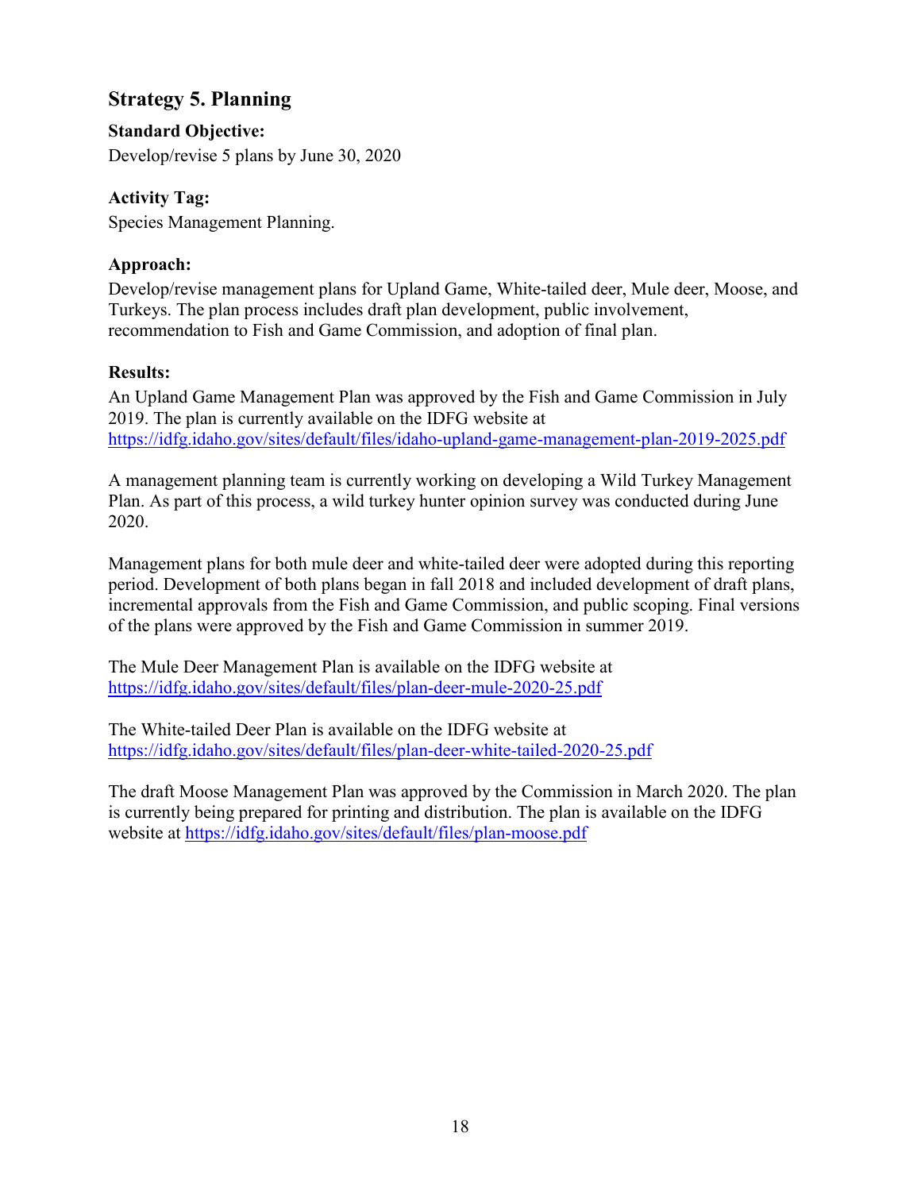## Strategy 5. Planning

**Standard Objective:**

Develop/revise 5 plans by June 30, 2020

**Activity Tag:**

Species Management Planning.

**Approach:**

Develop/revise management plans for Upland Game, White-tailed deer, Mule deer, Moose, and Turkeys. The plan process includes draft plan development, public involvement, recommendation to Fish and Game Commission, and adoption of final plan.

**Results:**

An Upland Game Management Plan was approved by the Fish and Game Commission in July 2019. The plan is currently available on the IDFG website at https://idfg.idaho.gov/sites/default/files/idaho-upland-game-management-plan-2019-2025.pdf

A management planning team is currently working on developing a Wild Turkey Management Plan. As part of this process, a wild turkey hunter opinion survey was conducted during June 2020.

Management plans for both mule deer and white-tailed deer were adopted during this reporting period. Development of both plans began in fall 2018 and included development of draft plans, incremental approvals from the Fish and Game Commission, and public scoping. Final versions of the plans were approved by the Fish and Game Commission in summer 2019.

The Mule Deer Management Plan is available on the IDFG website at https://idfg.idaho.gov/sites/default/files/plan-deer-mule-2020-25.pdf

The White-tailed Deer Plan is available on the IDFG website at https://idfg.idaho.gov/sites/default/files/plan-deer-white-tailed-2020-25.pdf

The draft Moose Management Plan was approved by the Commission in March 2020. The plan is currently being prepared for printing and distribution. The plan is available on the IDFG website at https://idfg.idaho.gov/sites/default/files/plan-moose.pdf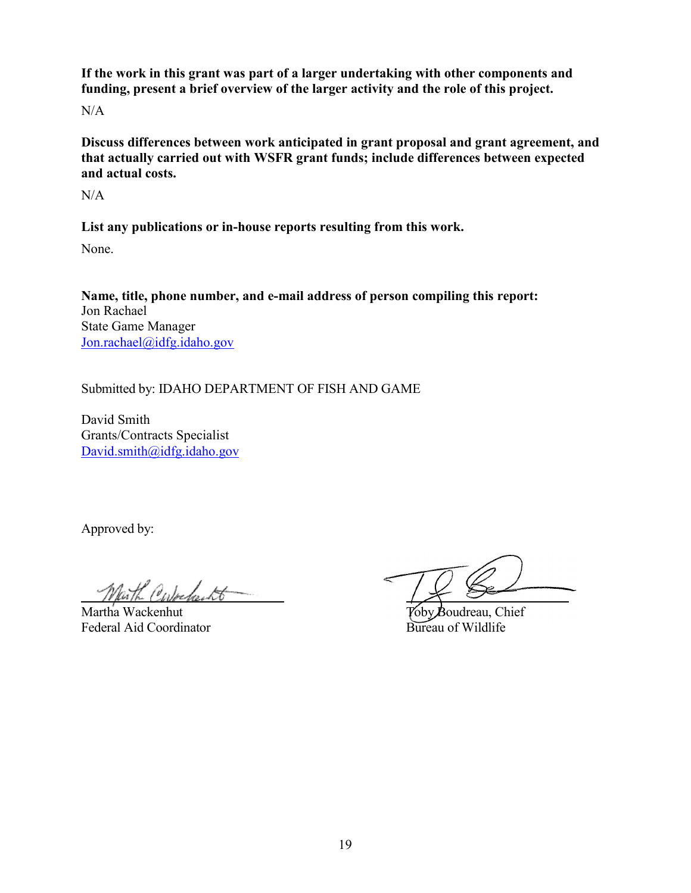**If the work in this grant was part of a larger undertaking with other components and funding, present a brief overview of the larger activity and the role of this project.**

N/A

**Discuss differences between work anticipated in grant proposal and grant agreement, and that actually carried out with WSFR grant funds; include differences between expected and actual costs.**

N/A

**List any publications or in-house reports resulting from this work.**

None.

**Name, title, phone number, and e-mail address of person compiling this report:**
Jon Rachael
State Game Manager
Jon.rachael@idfg.idaho.gov

Submitted by: IDAHO DEPARTMENT OF FISH AND GAME

David Smith
Grants/Contracts Specialist
David.smith@idfg.idaho.gov

Approved by:

| | |
|---|---|
| Martha Wackenhut | Toby Boudreau, Chief |
| Federal Aid Coordinator | Bureau of Wildlife |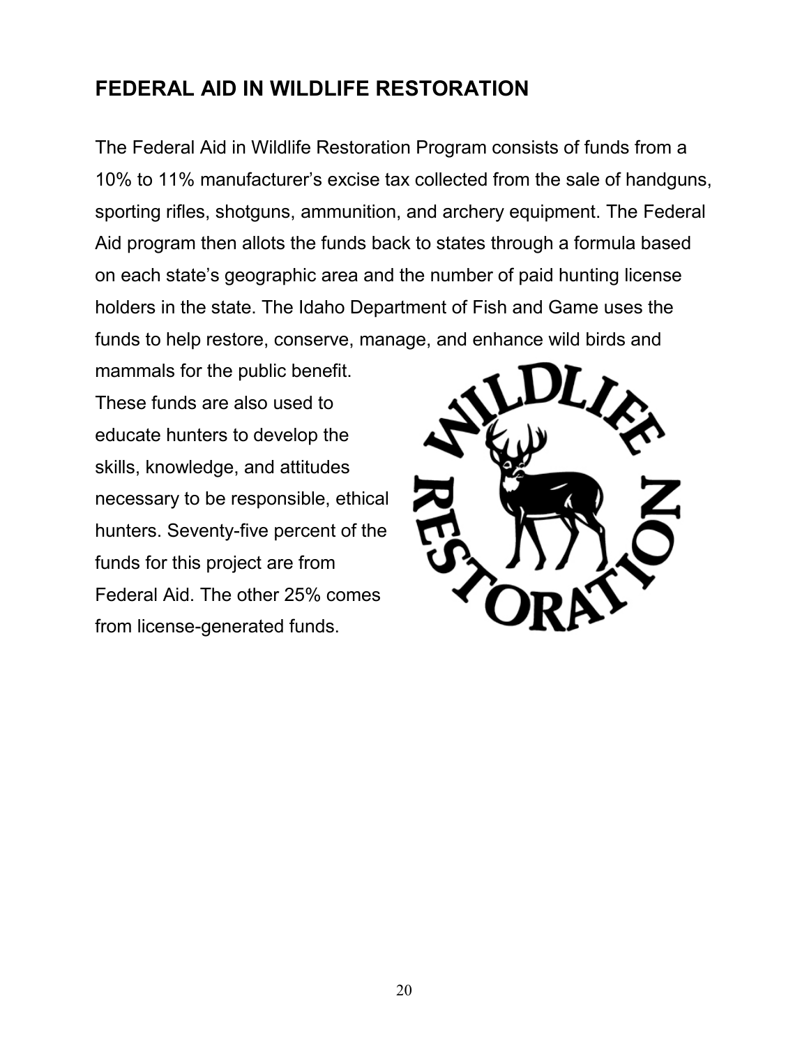## FEDERAL AID IN WILDLIFE RESTORATION

The Federal Aid in Wildlife Restoration Program consists of funds from a 10% to 11% manufacturer's excise tax collected from the sale of handguns, sporting rifles, shotguns, ammunition, and archery equipment. The Federal Aid program then allots the funds back to states through a formula based on each state's geographic area and the number of paid hunting license holders in the state. The Idaho Department of Fish and Game uses the funds to help restore, conserve, manage, and enhance wild birds and mammals for the public benefit. These funds are also used to educate hunters to develop the skills, knowledge, and attitudes necessary to be responsible, ethical hunters. Seventy-five percent of the funds for this project are from Federal Aid. The other 25% comes from license-generated funds.